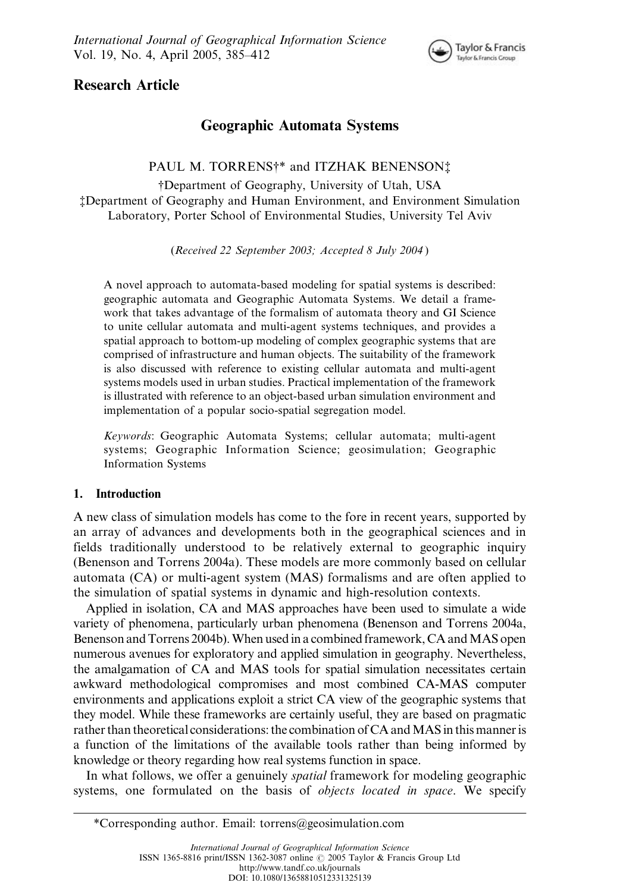## Research Article

# Geographic Automata Systems

PAUL M. TORRENS†* and ITZHAK BENENSON‡

†Department of Geography, University of Utah, USA

‡Department of Geography and Human Environment, and Environment Simulation Laboratory, Porter School of Environmental Studies, University Tel Aviv

(*Received 22 September 2003; Accepted 8 July 2004*)

A novel approach to automata-based modeling for spatial systems is described: geographic automata and Geographic Automata Systems. We detail a framework that takes advantage of the formalism of automata theory and GI Science to unite cellular automata and multi-agent systems techniques, and provides a spatial approach to bottom-up modeling of complex geographic systems that are comprised of infrastructure and human objects. The suitability of the framework is also discussed with reference to existing cellular automata and multi-agent systems models used in urban studies. Practical implementation of the framework is illustrated with reference to an object-based urban simulation environment and implementation of a popular socio-spatial segregation model.

*Keywords*: Geographic Automata Systems; cellular automata; multi-agent systems; Geographic Information Science; geosimulation; Geographic Information Systems

## 1. Introduction

A new class of simulation models has come to the fore in recent years, supported by an array of advances and developments both in the geographical sciences and in fields traditionally understood to be relatively external to geographic inquiry (Benenson and Torrens 2004a). These models are more commonly based on cellular automata (CA) or multi-agent system (MAS) formalisms and are often applied to the simulation of spatial systems in dynamic and high-resolution contexts.

Applied in isolation, CA and MAS approaches have been used to simulate a wide variety of phenomena, particularly urban phenomena (Benenson and Torrens 2004a, Benenson and Torrens 2004b). When used in a combined framework, CA and MAS open numerous avenues for exploratory and applied simulation in geography. Nevertheless, the amalgamation of CA and MAS tools for spatial simulation necessitates certain awkward methodological compromises and most combined CA-MAS computer environments and applications exploit a strict CA view of the geographic systems that they model. While these frameworks are certainly useful, they are based on pragmatic rather than theoretical considerations: the combination of CA and MAS in this manner is a function of the limitations of the available tools rather than being informed by knowledge or theory regarding how real systems function in space.

In what follows, we offer a genuinely *spatial* framework for modeling geographic systems, one formulated on the basis of *objects located in space*. We specify

*Corresponding author. Email: torrens@geosimulation.com

International Journal of Geographical Information Science
ISSN 1365-8816 print/ISSN 1362-3087 online © 2005 Taylor & Francis Group Ltd
http://www.tandf.co.uk/journals
DOI: 10.1080/13658810512331325139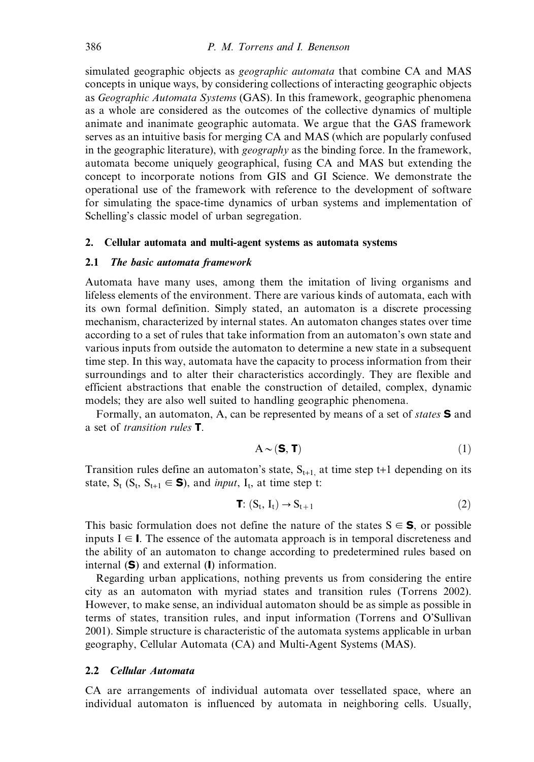simulated geographic objects as *geographic automata* that combine CA and MAS concepts in unique ways, by considering collections of interacting geographic objects as *Geographic Automata Systems* (GAS). In this framework, geographic phenomena as a whole are considered as the outcomes of the collective dynamics of multiple animate and inanimate geographic automata. We argue that the GAS framework serves as an intuitive basis for merging CA and MAS (which are popularly confused in the geographic literature), with *geography* as the binding force. In the framework, automata become uniquely geographical, fusing CA and MAS but extending the concept to incorporate notions from GIS and GI Science. We demonstrate the operational use of the framework with reference to the development of software for simulating the space-time dynamics of urban systems and implementation of Schelling's classic model of urban segregation.

## 2. Cellular automata and multi-agent systems as automata systems

### 2.1 *The basic automata framework*

Automata have many uses, among them the imitation of living organisms and lifeless elements of the environment. There are various kinds of automata, each with its own formal definition. Simply stated, an automaton is a discrete processing mechanism, characterized by internal states. An automaton changes states over time according to a set of rules that take information from an automaton's own state and various inputs from outside the automaton to determine a new state in a subsequent time step. In this way, automata have the capacity to process information from their surroundings and to alter their characteristics accordingly. They are flexible and efficient abstractions that enable the construction of detailed, complex, dynamic models; they are also well suited to handling geographic phenomena.

Formally, an automaton, A, can be represented by means of a set of *states* $\mathbf{S}$ and a set of *transition rules* $\mathbf{T}$.

$$A \sim (\mathbf{S}, \mathbf{T}) \tag{1}$$

Transition rules define an automaton's state, $S_{t+1}$, at time step t+1 depending on its state, $S_t$ ($S_t, S_{t+1} \in \mathbf{S}$), and *input*, $I_t$, at time step t:

$$\mathbf{T}: (S_t, I_t) \rightarrow S_{t+1} \tag{2}$$

This basic formulation does not define the nature of the states $S \in \mathbf{S}$, or possible inputs $I \in \mathbf{I}$. The essence of the automata approach is in temporal discreteness and the ability of an automaton to change according to predetermined rules based on internal ($\mathbf{S}$) and external ($\mathbf{I}$) information.

Regarding urban applications, nothing prevents us from considering the entire city as an automaton with myriad states and transition rules (Torrens 2002). However, to make sense, an individual automaton should be as simple as possible in terms of states, transition rules, and input information (Torrens and O'Sullivan 2001). Simple structure is characteristic of the automata systems applicable in urban geography, Cellular Automata (CA) and Multi-Agent Systems (MAS).

### 2.2 *Cellular Automata*

CA are arrangements of individual automata over tessellated space, where an individual automaton is influenced by automata in neighboring cells. Usually,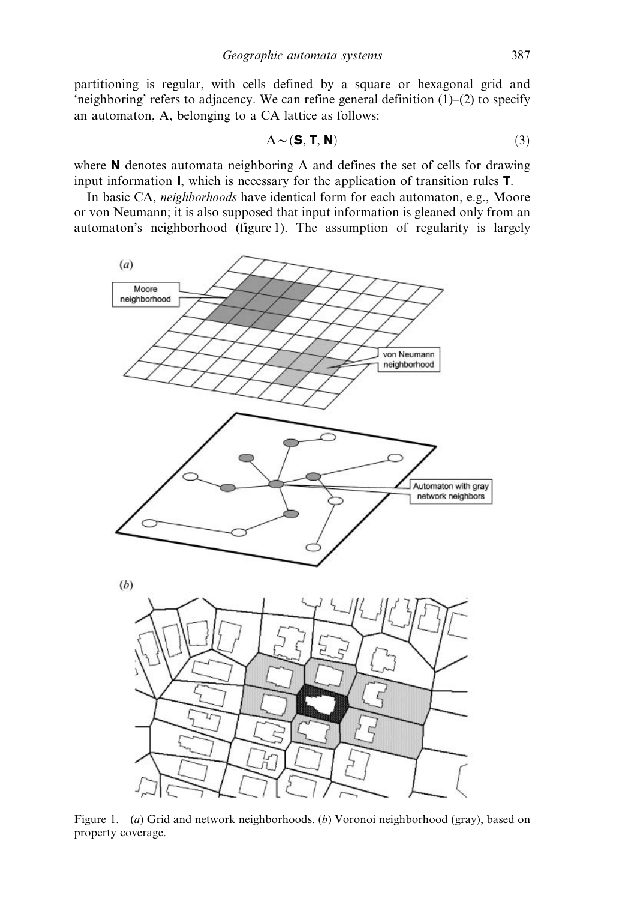partitioning is regular, with cells defined by a square or hexagonal grid and 'neighboring' refers to adjacency. We can refine general definition (1)–(2) to specify an automaton, A, belonging to a CA lattice as follows:

$$A \sim (\mathbf{S}, \mathbf{T}, \mathbf{N}) \tag{3}$$

where $\mathbf{N}$ denotes automata neighboring A and defines the set of cells for drawing input information $\mathbf{I}$, which is necessary for the application of transition rules $\mathbf{T}$.

In basic CA, *neighborhoods* have identical form for each automaton, e.g., Moore or von Neumann; it is also supposed that input information is gleaned only from an automaton's neighborhood (figure 1). The assumption of regularity is largely

Figure 1. (*a*) Grid and network neighborhoods. (*b*) Voronoi neighborhood (gray), based on property coverage.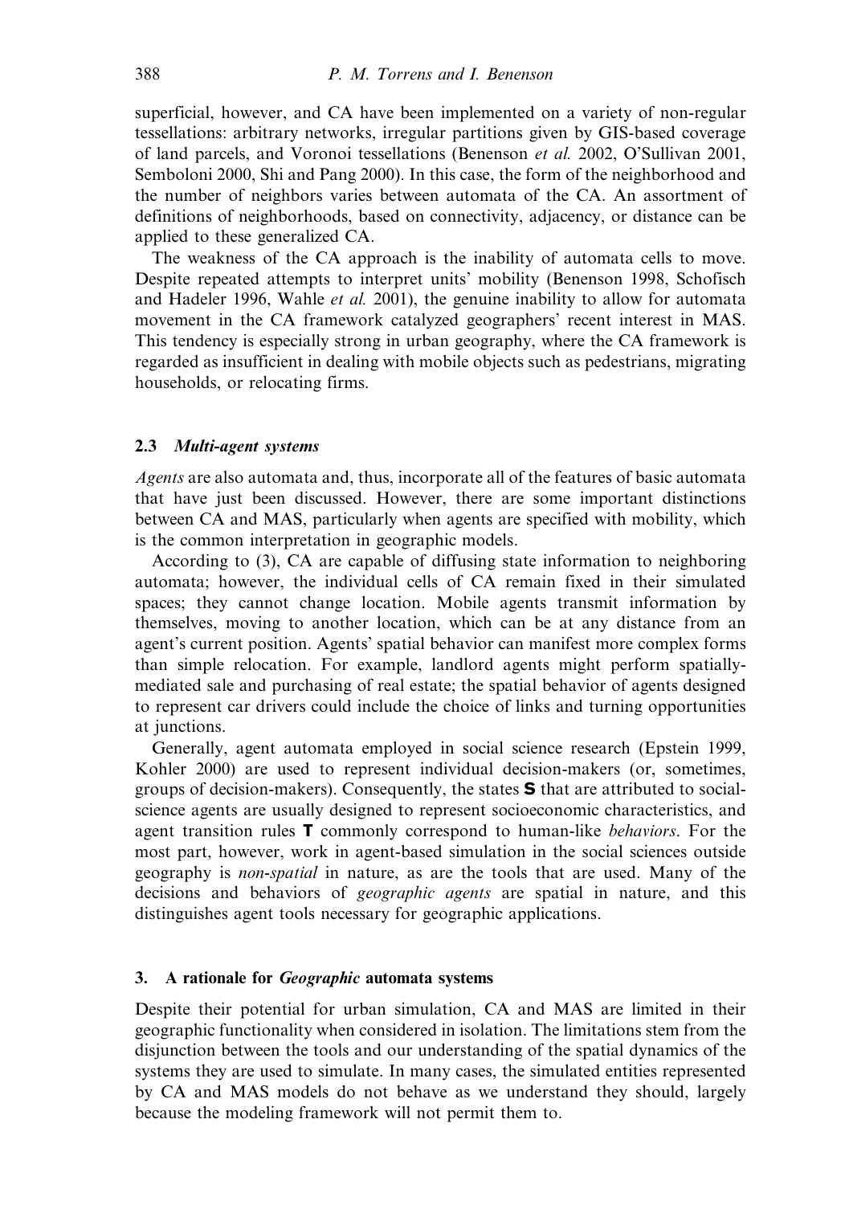superficial, however, and CA have been implemented on a variety of non-regular tessellations: arbitrary networks, irregular partitions given by GIS-based coverage of land parcels, and Voronoi tessellations (Benenson *et al.* 2002, O'Sullivan 2001, Semboloni 2000, Shi and Pang 2000). In this case, the form of the neighborhood and the number of neighbors varies between automata of the CA. An assortment of definitions of neighborhoods, based on connectivity, adjacency, or distance can be applied to these generalized CA.

The weakness of the CA approach is the inability of automata cells to move. Despite repeated attempts to interpret units' mobility (Benenson 1998, Schofisch and Hadeler 1996, Wahle *et al.* 2001), the genuine inability to allow for automata movement in the CA framework catalyzed geographers' recent interest in MAS. This tendency is especially strong in urban geography, where the CA framework is regarded as insufficient in dealing with mobile objects such as pedestrians, migrating households, or relocating firms.

### 2.3 *Multi-agent systems*

*Agents* are also automata and, thus, incorporate all of the features of basic automata that have just been discussed. However, there are some important distinctions between CA and MAS, particularly when agents are specified with mobility, which is the common interpretation in geographic models.

According to (3), CA are capable of diffusing state information to neighboring automata; however, the individual cells of CA remain fixed in their simulated spaces; they cannot change location. Mobile agents transmit information by themselves, moving to another location, which can be at any distance from an agent's current position. Agents' spatial behavior can manifest more complex forms than simple relocation. For example, landlord agents might perform spatially-mediated sale and purchasing of real estate; the spatial behavior of agents designed to represent car drivers could include the choice of links and turning opportunities at junctions.

Generally, agent automata employed in social science research (Epstein 1999, Kohler 2000) are used to represent individual decision-makers (or, sometimes, groups of decision-makers). Consequently, the states $\mathbf{S}$ that are attributed to social-science agents are usually designed to represent socioeconomic characteristics, and agent transition rules $\mathbf{T}$ commonly correspond to human-like *behaviors*. For the most part, however, work in agent-based simulation in the social sciences outside geography is *non-spatial* in nature, as are the tools that are used. Many of the decisions and behaviors of *geographic agents* are spatial in nature, and this distinguishes agent tools necessary for geographic applications.

## 3. A rationale for *Geographic* automata systems

Despite their potential for urban simulation, CA and MAS are limited in their geographic functionality when considered in isolation. The limitations stem from the disjunction between the tools and our understanding of the spatial dynamics of the systems they are used to simulate. In many cases, the simulated entities represented by CA and MAS models do not behave as we understand they should, largely because the modeling framework will not permit them to.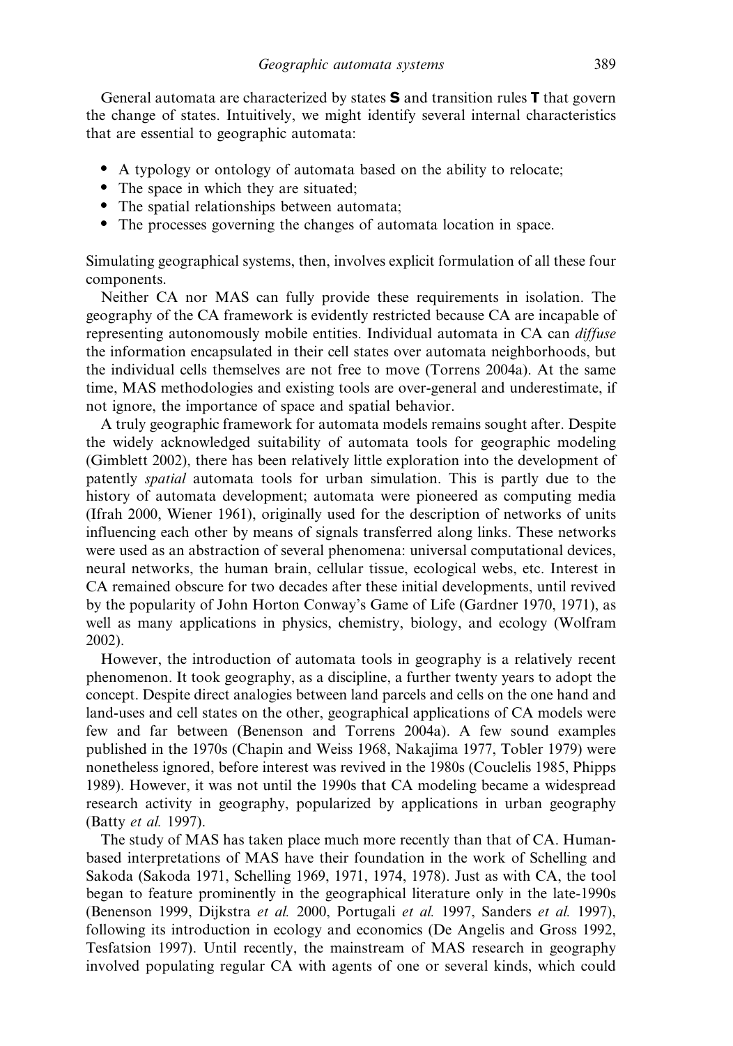General automata are characterized by states **S** and transition rules **T** that govern the change of states. Intuitively, we might identify several internal characteristics that are essential to geographic automata:

- A typology or ontology of automata based on the ability to relocate;
- The space in which they are situated;
- The spatial relationships between automata;
- The processes governing the changes of automata location in space.

Simulating geographical systems, then, involves explicit formulation of all these four components.

Neither CA nor MAS can fully provide these requirements in isolation. The geography of the CA framework is evidently restricted because CA are incapable of representing autonomously mobile entities. Individual automata in CA can *diffuse* the information encapsulated in their cell states over automata neighborhoods, but the individual cells themselves are not free to move (Torrens 2004a). At the same time, MAS methodologies and existing tools are over-general and underestimate, if not ignore, the importance of space and spatial behavior.

A truly geographic framework for automata models remains sought after. Despite the widely acknowledged suitability of automata tools for geographic modeling (Gimblett 2002), there has been relatively little exploration into the development of patently *spatial* automata tools for urban simulation. This is partly due to the history of automata development; automata were pioneered as computing media (Ifrah 2000, Wiener 1961), originally used for the description of networks of units influencing each other by means of signals transferred along links. These networks were used as an abstraction of several phenomena: universal computational devices, neural networks, the human brain, cellular tissue, ecological webs, etc. Interest in CA remained obscure for two decades after these initial developments, until revived by the popularity of John Horton Conway's Game of Life (Gardner 1970, 1971), as well as many applications in physics, chemistry, biology, and ecology (Wolfram 2002).

However, the introduction of automata tools in geography is a relatively recent phenomenon. It took geography, as a discipline, a further twenty years to adopt the concept. Despite direct analogies between land parcels and cells on the one hand and land-uses and cell states on the other, geographical applications of CA models were few and far between (Benenson and Torrens 2004a). A few sound examples published in the 1970s (Chapin and Weiss 1968, Nakajima 1977, Tobler 1979) were nonetheless ignored, before interest was revived in the 1980s (Couclelis 1985, Phipps 1989). However, it was not until the 1990s that CA modeling became a widespread research activity in geography, popularized by applications in urban geography (Batty *et al.* 1997).

The study of MAS has taken place much more recently than that of CA. Human-based interpretations of MAS have their foundation in the work of Schelling and Sakoda (Sakoda 1971, Schelling 1969, 1971, 1974, 1978). Just as with CA, the tool began to feature prominently in the geographical literature only in the late-1990s (Benenson 1999, Dijkstra *et al.* 2000, Portugali *et al.* 1997, Sanders *et al.* 1997), following its introduction in ecology and economics (De Angelis and Gross 1992, Tesfatsion 1997). Until recently, the mainstream of MAS research in geography involved populating regular CA with agents of one or several kinds, which could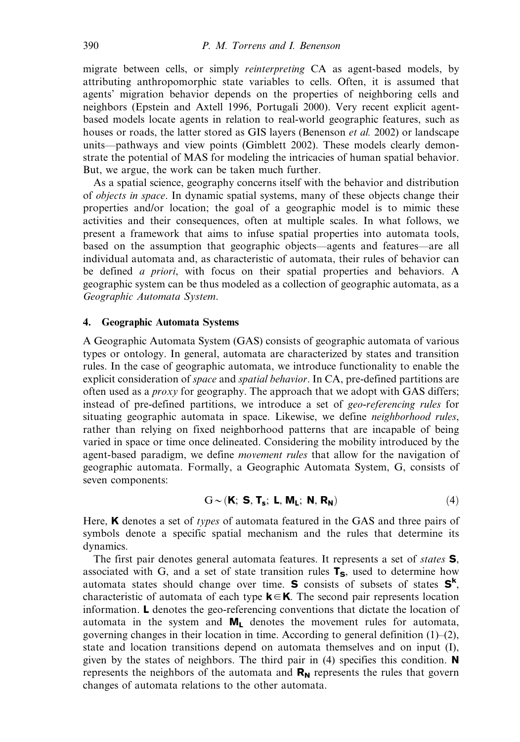migrate between cells, or simply *reinterpreting* CA as agent-based models, by attributing anthropomorphic state variables to cells. Often, it is assumed that agents' migration behavior depends on the properties of neighboring cells and neighbors (Epstein and Axtell 1996, Portugali 2000). Very recent explicit agent-based models locate agents in relation to real-world geographic features, such as houses or roads, the latter stored as GIS layers (Benenson *et al.* 2002) or landscape units—pathways and view points (Gimblett 2002). These models clearly demonstrate the potential of MAS for modeling the intricacies of human spatial behavior. But, we argue, the work can be taken much further.

As a spatial science, geography concerns itself with the behavior and distribution of *objects in space*. In dynamic spatial systems, many of these objects change their properties and/or location; the goal of a geographic model is to mimic these activities and their consequences, often at multiple scales. In what follows, we present a framework that aims to infuse spatial properties into automata tools, based on the assumption that geographic objects—agents and features—are all individual automata and, as characteristic of automata, their rules of behavior can be defined *a priori*, with focus on their spatial properties and behaviors. A geographic system can be thus modeled as a collection of geographic automata, as a *Geographic Automata System*.

## 4. Geographic Automata Systems

A Geographic Automata System (GAS) consists of geographic automata of various types or ontology. In general, automata are characterized by states and transition rules. In the case of geographic automata, we introduce functionality to enable the explicit consideration of *space* and *spatial behavior*. In CA, pre-defined partitions are often used as a *proxy* for geography. The approach that we adopt with GAS differs; instead of pre-defined partitions, we introduce a set of *geo-referencing rules* for situating geographic automata in space. Likewise, we define *neighborhood rules*, rather than relying on fixed neighborhood patterns that are incapable of being varied in space or time once delineated. Considering the mobility introduced by the agent-based paradigm, we define *movement rules* that allow for the navigation of geographic automata. Formally, a Geographic Automata System, G, consists of seven components:

$$G \sim (\mathbf{K};\ \mathbf{S}, \mathbf{T_s};\ \mathbf{L}, \mathbf{M_L};\ \mathbf{N}, \mathbf{R_N}) \tag{4}$$

Here, $\mathbf{K}$ denotes a set of *types* of automata featured in the GAS and three pairs of symbols denote a specific spatial mechanism and the rules that determine its dynamics.

The first pair denotes general automata features. It represents a set of *states* $\mathbf{S}$, associated with G, and a set of state transition rules $\mathbf{T_S}$, used to determine how automata states should change over time. $\mathbf{S}$ consists of subsets of states $\mathbf{S}^\mathbf{k}$, characteristic of automata of each type $\mathbf{k} \in \mathbf{K}$. The second pair represents location information. $\mathbf{L}$ denotes the geo-referencing conventions that dictate the location of automata in the system and $\mathbf{M_L}$ denotes the movement rules for automata, governing changes in their location in time. According to general definition (1)–(2), state and location transitions depend on automata themselves and on input (I), given by the states of neighbors. The third pair in (4) specifies this condition. $\mathbf{N}$ represents the neighbors of the automata and $\mathbf{R_N}$ represents the rules that govern changes of automata relations to the other automata.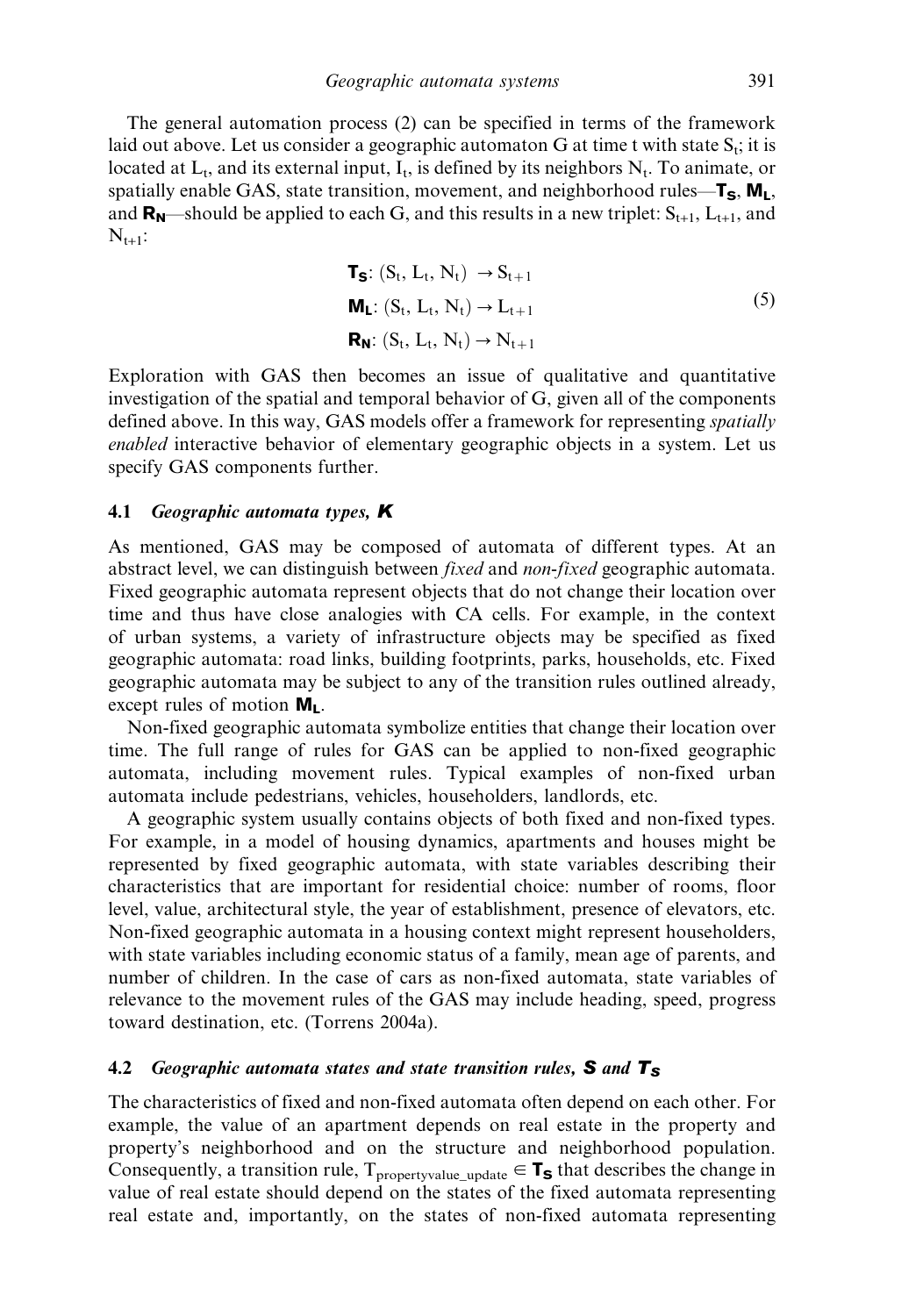The general automation process (2) can be specified in terms of the framework laid out above. Let us consider a geographic automaton G at time t with state $S_t$; it is located at $L_t$, and its external input, $I_t$, is defined by its neighbors $N_t$. To animate, or spatially enable GAS, state transition, movement, and neighborhood rules—$\mathbf{T_S}$, $\mathbf{M_L}$, and $\mathbf{R_N}$—should be applied to each G, and this results in a new triplet: $S_{t+1}$, $L_{t+1}$, and $N_{t+1}$:

$$
\begin{aligned}
\mathbf{T_S} &: (S_t, L_t, N_t) \rightarrow S_{t+1} \\
\mathbf{M_L} &: (S_t, L_t, N_t) \rightarrow L_{t+1} \\
\mathbf{R_N} &: (S_t, L_t, N_t) \rightarrow N_{t+1}
\end{aligned}
\tag{5}
$$

Exploration with GAS then becomes an issue of qualitative and quantitative investigation of the spatial and temporal behavior of G, given all of the components defined above. In this way, GAS models offer a framework for representing *spatially enabled* interactive behavior of elementary geographic objects in a system. Let us specify GAS components further.

### 4.1 *Geographic automata types, $\mathbf{K}$*

As mentioned, GAS may be composed of automata of different types. At an abstract level, we can distinguish between *fixed* and *non-fixed* geographic automata. Fixed geographic automata represent objects that do not change their location over time and thus have close analogies with CA cells. For example, in the context of urban systems, a variety of infrastructure objects may be specified as fixed geographic automata: road links, building footprints, parks, households, etc. Fixed geographic automata may be subject to any of the transition rules outlined already, except rules of motion $\mathbf{M_L}$.

Non-fixed geographic automata symbolize entities that change their location over time. The full range of rules for GAS can be applied to non-fixed geographic automata, including movement rules. Typical examples of non-fixed urban automata include pedestrians, vehicles, householders, landlords, etc.

A geographic system usually contains objects of both fixed and non-fixed types. For example, in a model of housing dynamics, apartments and houses might be represented by fixed geographic automata, with state variables describing their characteristics that are important for residential choice: number of rooms, floor level, value, architectural style, the year of establishment, presence of elevators, etc. Non-fixed geographic automata in a housing context might represent householders, with state variables including economic status of a family, mean age of parents, and number of children. In the case of cars as non-fixed automata, state variables of relevance to the movement rules of the GAS may include heading, speed, progress toward destination, etc. (Torrens 2004a).

### 4.2 *Geographic automata states and state transition rules, $\mathbf{S}$ and $\mathbf{T_S}$*

The characteristics of fixed and non-fixed automata often depend on each other. For example, the value of an apartment depends on real estate in the property and property's neighborhood and on the structure and neighborhood population. Consequently, a transition rule, $T_{\text{propertyvalue\_update}} \in \mathbf{T_S}$ that describes the change in value of real estate should depend on the states of the fixed automata representing real estate and, importantly, on the states of non-fixed automata representing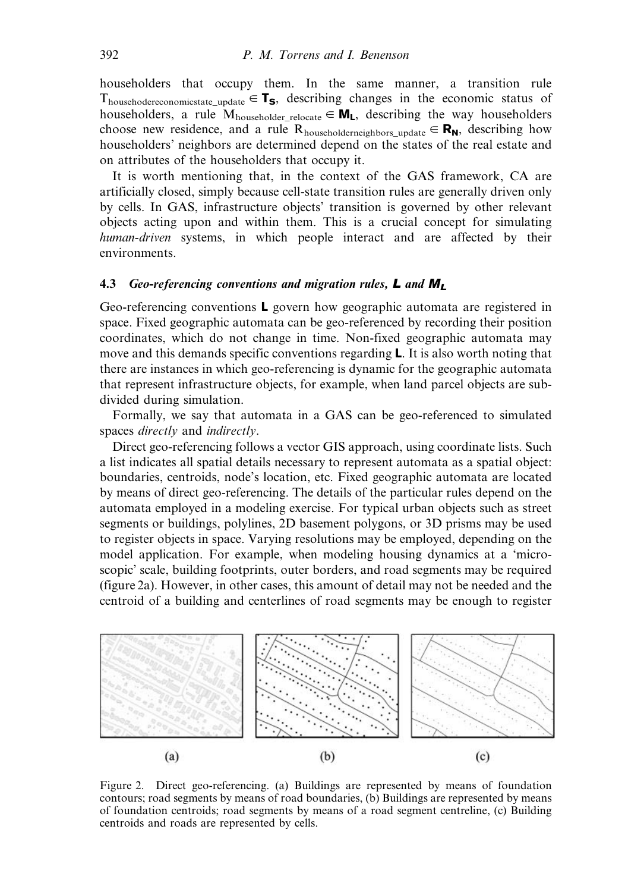householders that occupy them. In the same manner, a transition rule $T_{\text{householdereconomicstate\_update}} \in \mathbf{T_S}$, describing changes in the economic status of householders, a rule $M_{\text{householder\_relocate}} \in \mathbf{M_L}$, describing the way householders choose new residence, and a rule $R_{\text{householderneighbors\_update}} \in \mathbf{R_N}$, describing how householders' neighbors are determined depend on the states of the real estate and on attributes of the householders that occupy it.

It is worth mentioning that, in the context of the GAS framework, CA are artificially closed, simply because cell-state transition rules are generally driven only by cells. In GAS, infrastructure objects' transition is governed by other relevant objects acting upon and within them. This is a crucial concept for simulating *human-driven* systems, in which people interact and are affected by their environments.

### 4.3 *Geo-referencing conventions and migration rules, $\mathbf{L}$ and $\mathbf{M_L}$*

Geo-referencing conventions $\mathbf{L}$ govern how geographic automata are registered in space. Fixed geographic automata can be geo-referenced by recording their position coordinates, which do not change in time. Non-fixed geographic automata may move and this demands specific conventions regarding $\mathbf{L}$. It is also worth noting that there are instances in which geo-referencing is dynamic for the geographic automata that represent infrastructure objects, for example, when land parcel objects are subdivided during simulation.

Formally, we say that automata in a GAS can be geo-referenced to simulated spaces *directly* and *indirectly*.

Direct geo-referencing follows a vector GIS approach, using coordinate lists. Such a list indicates all spatial details necessary to represent automata as a spatial object: boundaries, centroids, node's location, etc. Fixed geographic automata are located by means of direct geo-referencing. The details of the particular rules depend on the automata employed in a modeling exercise. For typical urban objects such as street segments or buildings, polylines, 2D basement polygons, or 3D prisms may be used to register objects in space. Varying resolutions may be employed, depending on the model application. For example, when modeling housing dynamics at a 'microscopic' scale, building footprints, outer borders, and road segments may be required (figure 2a). However, in other cases, this amount of detail may not be needed and the centroid of a building and centerlines of road segments may be enough to register

(a) (b) (c)

Figure 2. Direct geo-referencing. (a) Buildings are represented by means of foundation contours; road segments by means of road boundaries, (b) Buildings are represented by means of foundation centroids; road segments by means of a road segment centreline, (c) Building centroids and roads are represented by cells.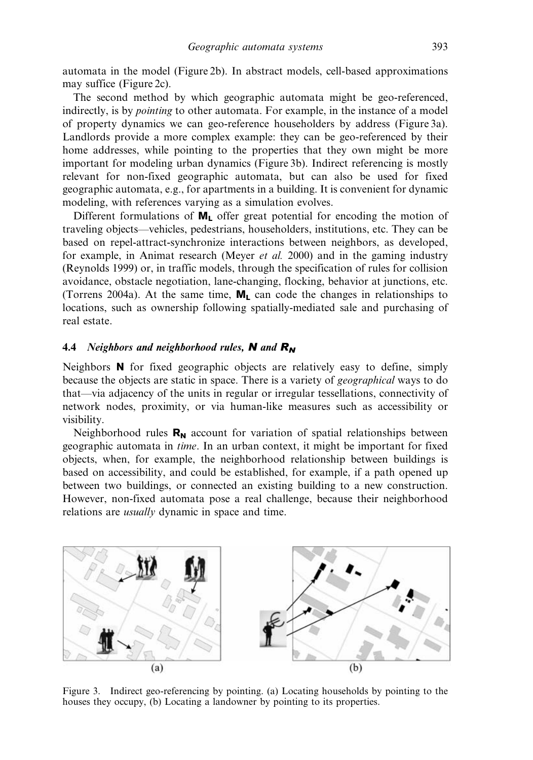automata in the model (Figure 2b). In abstract models, cell-based approximations may suffice (Figure 2c).

The second method by which geographic automata might be geo-referenced, indirectly, is by *pointing* to other automata. For example, in the instance of a model of property dynamics we can geo-reference householders by address (Figure 3a). Landlords provide a more complex example: they can be geo-referenced by their home addresses, while pointing to the properties that they own might be more important for modeling urban dynamics (Figure 3b). Indirect referencing is mostly relevant for non-fixed geographic automata, but can also be used for fixed geographic automata, e.g., for apartments in a building. It is convenient for dynamic modeling, with references varying as a simulation evolves.

Different formulations of $\mathbf{M_L}$ offer great potential for encoding the motion of traveling objects—vehicles, pedestrians, householders, institutions, etc. They can be based on repel-attract-synchronize interactions between neighbors, as developed, for example, in Animat research (Meyer *et al.* 2000) and in the gaming industry (Reynolds 1999) or, in traffic models, through the specification of rules for collision avoidance, obstacle negotiation, lane-changing, flocking, behavior at junctions, etc. (Torrens 2004a). At the same time, $\mathbf{M_L}$ can code the changes in relationships to locations, such as ownership following spatially-mediated sale and purchasing of real estate.

### 4.4 *Neighbors and neighborhood rules,* $\mathbf{N}$ *and* $\mathbf{R_N}$

Neighbors $\mathbf{N}$ for fixed geographic objects are relatively easy to define, simply because the objects are static in space. There is a variety of *geographical* ways to do that—via adjacency of the units in regular or irregular tessellations, connectivity of network nodes, proximity, or via human-like measures such as accessibility or visibility.

Neighborhood rules $\mathbf{R_N}$ account for variation of spatial relationships between geographic automata in *time*. In an urban context, it might be important for fixed objects, when, for example, the neighborhood relationship between buildings is based on accessibility, and could be established, for example, if a path opened up between two buildings, or connected an existing building to a new construction. However, non-fixed automata pose a real challenge, because their neighborhood relations are *usually* dynamic in space and time.

Figure 3. Indirect geo-referencing by pointing. (a) Locating households by pointing to the houses they occupy, (b) Locating a landowner by pointing to its properties.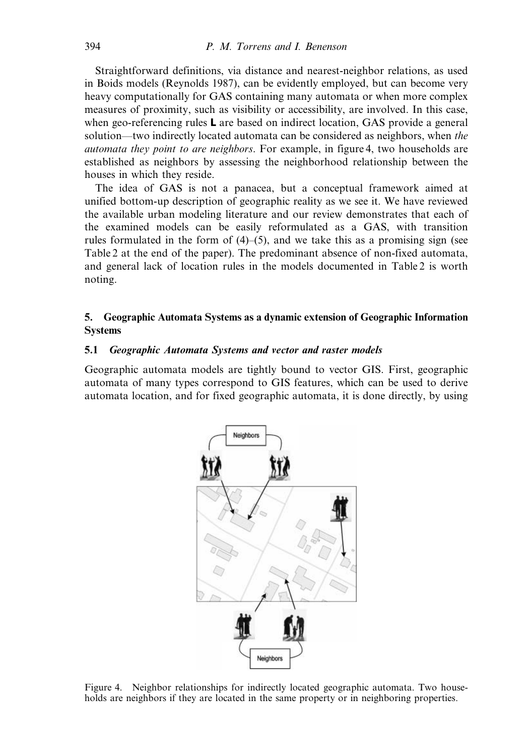Straightforward definitions, via distance and nearest-neighbor relations, as used in Boids models (Reynolds 1987), can be evidently employed, but can become very heavy computationally for GAS containing many automata or when more complex measures of proximity, such as visibility or accessibility, are involved. In this case, when geo-referencing rules **L** are based on indirect location, GAS provide a general solution—two indirectly located automata can be considered as neighbors, when *the automata they point to are neighbors*. For example, in figure 4, two households are established as neighbors by assessing the neighborhood relationship between the houses in which they reside.

The idea of GAS is not a panacea, but a conceptual framework aimed at unified bottom-up description of geographic reality as we see it. We have reviewed the available urban modeling literature and our review demonstrates that each of the examined models can be easily reformulated as a GAS, with transition rules formulated in the form of (4)–(5), and we take this as a promising sign (see Table 2 at the end of the paper). The predominant absence of non-fixed automata, and general lack of location rules in the models documented in Table 2 is worth noting.

## 5. Geographic Automata Systems as a dynamic extension of Geographic Information Systems

### 5.1 *Geographic Automata Systems and vector and raster models*

Geographic automata models are tightly bound to vector GIS. First, geographic automata of many types correspond to GIS features, which can be used to derive automata location, and for fixed geographic automata, it is done directly, by using

Figure 4. Neighbor relationships for indirectly located geographic automata. Two households are neighbors if they are located in the same property or in neighboring properties.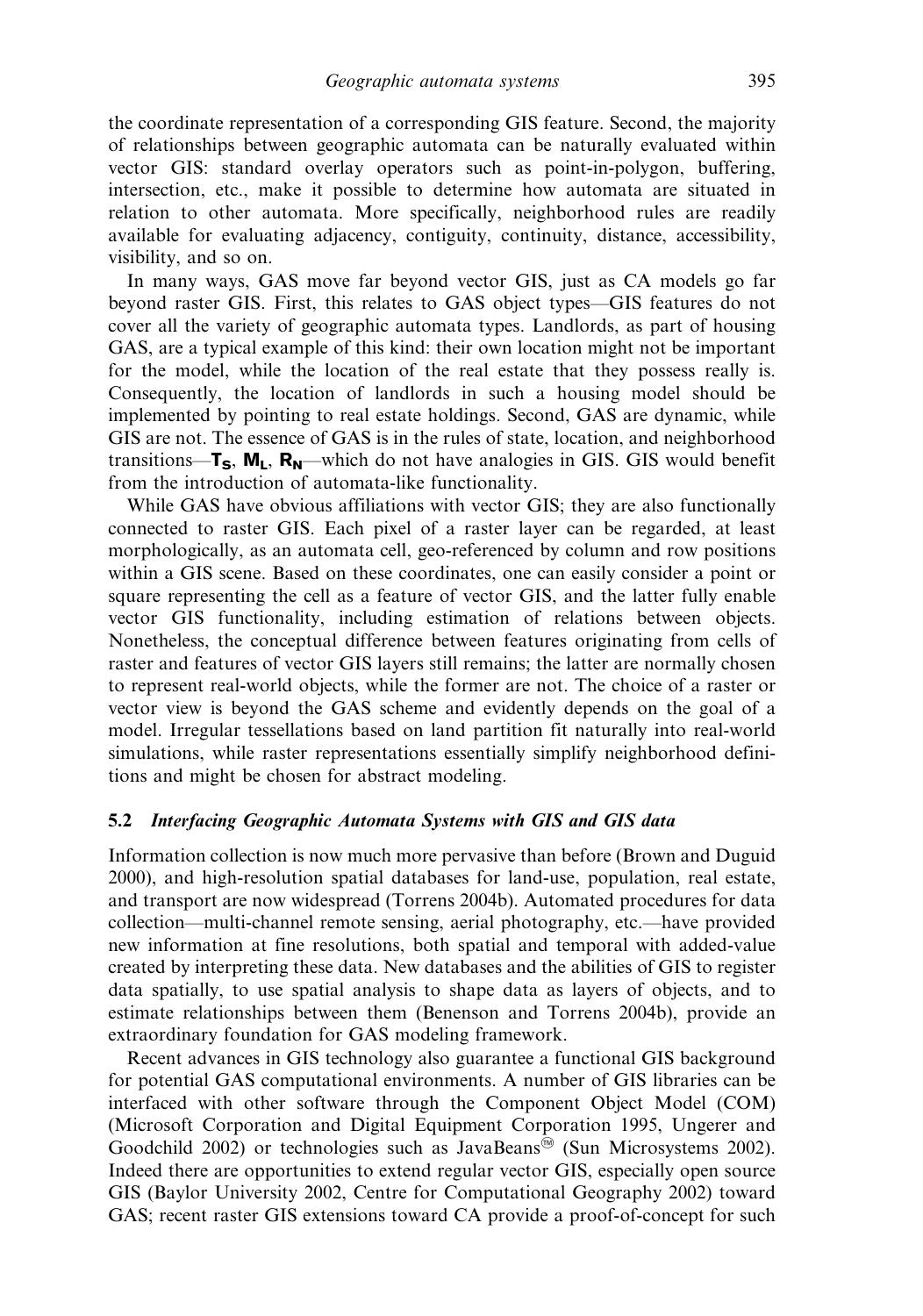the coordinate representation of a corresponding GIS feature. Second, the majority of relationships between geographic automata can be naturally evaluated within vector GIS: standard overlay operators such as point-in-polygon, buffering, intersection, etc., make it possible to determine how automata are situated in relation to other automata. More specifically, neighborhood rules are readily available for evaluating adjacency, contiguity, continuity, distance, accessibility, visibility, and so on.

In many ways, GAS move far beyond vector GIS, just as CA models go far beyond raster GIS. First, this relates to GAS object types—GIS features do not cover all the variety of geographic automata types. Landlords, as part of housing GAS, are a typical example of this kind: their own location might not be important for the model, while the location of the real estate that they possess really is. Consequently, the location of landlords in such a housing model should be implemented by pointing to real estate holdings. Second, GAS are dynamic, while GIS are not. The essence of GAS is in the rules of state, location, and neighborhood transitions—$\mathbf{T_S}$, $\mathbf{M_L}$, $\mathbf{R_N}$—which do not have analogies in GIS. GIS would benefit from the introduction of automata-like functionality.

While GAS have obvious affiliations with vector GIS; they are also functionally connected to raster GIS. Each pixel of a raster layer can be regarded, at least morphologically, as an automata cell, geo-referenced by column and row positions within a GIS scene. Based on these coordinates, one can easily consider a point or square representing the cell as a feature of vector GIS, and the latter fully enable vector GIS functionality, including estimation of relations between objects. Nonetheless, the conceptual difference between features originating from cells of raster and features of vector GIS layers still remains; the latter are normally chosen to represent real-world objects, while the former are not. The choice of a raster or vector view is beyond the GAS scheme and evidently depends on the goal of a model. Irregular tessellations based on land partition fit naturally into real-world simulations, while raster representations essentially simplify neighborhood definitions and might be chosen for abstract modeling.

### 5.2 *Interfacing Geographic Automata Systems with GIS and GIS data*

Information collection is now much more pervasive than before (Brown and Duguid 2000), and high-resolution spatial databases for land-use, population, real estate, and transport are now widespread (Torrens 2004b). Automated procedures for data collection—multi-channel remote sensing, aerial photography, etc.—have provided new information at fine resolutions, both spatial and temporal with added-value created by interpreting these data. New databases and the abilities of GIS to register data spatially, to use spatial analysis to shape data as layers of objects, and to estimate relationships between them (Benenson and Torrens 2004b), provide an extraordinary foundation for GAS modeling framework.

Recent advances in GIS technology also guarantee a functional GIS background for potential GAS computational environments. A number of GIS libraries can be interfaced with other software through the Component Object Model (COM) (Microsoft Corporation and Digital Equipment Corporation 1995, Ungerer and Goodchild 2002) or technologies such as JavaBeans® (Sun Microsystems 2002). Indeed there are opportunities to extend regular vector GIS, especially open source GIS (Baylor University 2002, Centre for Computational Geography 2002) toward GAS; recent raster GIS extensions toward CA provide a proof-of-concept for such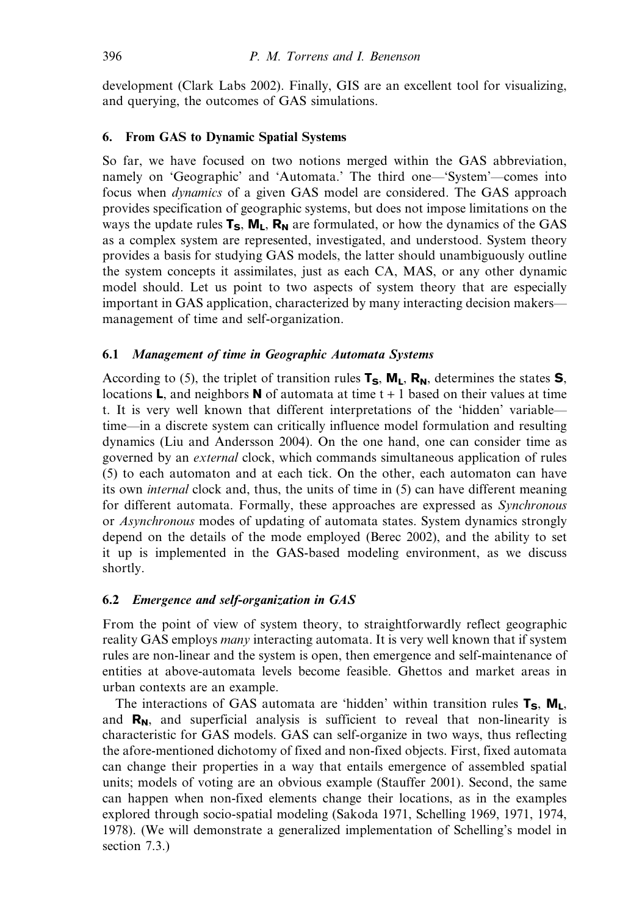development (Clark Labs 2002). Finally, GIS are an excellent tool for visualizing, and querying, the outcomes of GAS simulations.

## 6. From GAS to Dynamic Spatial Systems

So far, we have focused on two notions merged within the GAS abbreviation, namely on 'Geographic' and 'Automata.' The third one—'System'—comes into focus when *dynamics* of a given GAS model are considered. The GAS approach provides specification of geographic systems, but does not impose limitations on the ways the update rules $\mathbf{T_S}$, $\mathbf{M_L}$, $\mathbf{R_N}$ are formulated, or how the dynamics of the GAS as a complex system are represented, investigated, and understood. System theory provides a basis for studying GAS models, the latter should unambiguously outline the system concepts it assimilates, just as each CA, MAS, or any other dynamic model should. Let us point to two aspects of system theory that are especially important in GAS application, characterized by many interacting decision makers—management of time and self-organization.

### 6.1 *Management of time in Geographic Automata Systems*

According to (5), the triplet of transition rules $\mathbf{T_S}$, $\mathbf{M_L}$, $\mathbf{R_N}$, determines the states $\mathbf{S}$, locations $\mathbf{L}$, and neighbors $\mathbf{N}$ of automata at time $t + 1$ based on their values at time t. It is very well known that different interpretations of the 'hidden' variable—time—in a discrete system can critically influence model formulation and resulting dynamics (Liu and Andersson 2004). On the one hand, one can consider time as governed by an *external* clock, which commands simultaneous application of rules (5) to each automaton and at each tick. On the other, each automaton can have its own *internal* clock and, thus, the units of time in (5) can have different meaning for different automata. Formally, these approaches are expressed as *Synchronous* or *Asynchronous* modes of updating of automata states. System dynamics strongly depend on the details of the mode employed (Berec 2002), and the ability to set it up is implemented in the GAS-based modeling environment, as we discuss shortly.

### 6.2 *Emergence and self-organization in GAS*

From the point of view of system theory, to straightforwardly reflect geographic reality GAS employs *many* interacting automata. It is very well known that if system rules are non-linear and the system is open, then emergence and self-maintenance of entities at above-automata levels become feasible. Ghettos and market areas in urban contexts are an example.

The interactions of GAS automata are 'hidden' within transition rules $\mathbf{T_S}$, $\mathbf{M_L}$, and $\mathbf{R_N}$, and superficial analysis is sufficient to reveal that non-linearity is characteristic for GAS models. GAS can self-organize in two ways, thus reflecting the afore-mentioned dichotomy of fixed and non-fixed objects. First, fixed automata can change their properties in a way that entails emergence of assembled spatial units; models of voting are an obvious example (Stauffer 2001). Second, the same can happen when non-fixed elements change their locations, as in the examples explored through socio-spatial modeling (Sakoda 1971, Schelling 1969, 1971, 1974, 1978). (We will demonstrate a generalized implementation of Schelling's model in section 7.3.)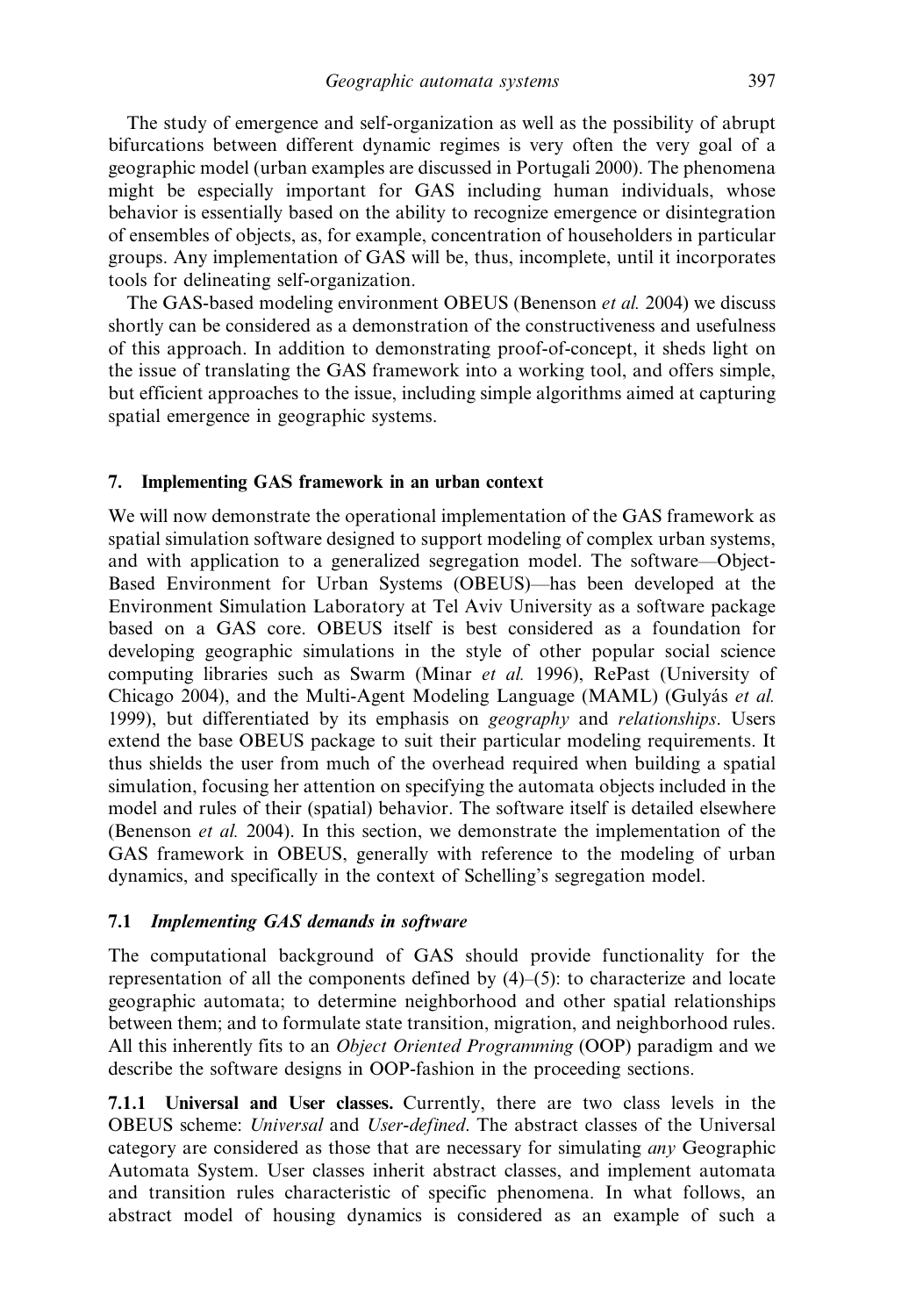The study of emergence and self-organization as well as the possibility of abrupt bifurcations between different dynamic regimes is very often the very goal of a geographic model (urban examples are discussed in Portugali 2000). The phenomena might be especially important for GAS including human individuals, whose behavior is essentially based on the ability to recognize emergence or disintegration of ensembles of objects, as, for example, concentration of householders in particular groups. Any implementation of GAS will be, thus, incomplete, until it incorporates tools for delineating self-organization.

The GAS-based modeling environment OBEUS (Benenson *et al.* 2004) we discuss shortly can be considered as a demonstration of the constructiveness and usefulness of this approach. In addition to demonstrating proof-of-concept, it sheds light on the issue of translating the GAS framework into a working tool, and offers simple, but efficient approaches to the issue, including simple algorithms aimed at capturing spatial emergence in geographic systems.

## 7. Implementing GAS framework in an urban context

We will now demonstrate the operational implementation of the GAS framework as spatial simulation software designed to support modeling of complex urban systems, and with application to a generalized segregation model. The software—Object-Based Environment for Urban Systems (OBEUS)—has been developed at the Environment Simulation Laboratory at Tel Aviv University as a software package based on a GAS core. OBEUS itself is best considered as a foundation for developing geographic simulations in the style of other popular social science computing libraries such as Swarm (Minar *et al.* 1996), RePast (University of Chicago 2004), and the Multi-Agent Modeling Language (MAML) (Gulyás *et al.* 1999), but differentiated by its emphasis on *geography* and *relationships*. Users extend the base OBEUS package to suit their particular modeling requirements. It thus shields the user from much of the overhead required when building a spatial simulation, focusing her attention on specifying the automata objects included in the model and rules of their (spatial) behavior. The software itself is detailed elsewhere (Benenson *et al.* 2004). In this section, we demonstrate the implementation of the GAS framework in OBEUS, generally with reference to the modeling of urban dynamics, and specifically in the context of Schelling's segregation model.

### 7.1 *Implementing GAS demands in software*

The computational background of GAS should provide functionality for the representation of all the components defined by (4)–(5): to characterize and locate geographic automata; to determine neighborhood and other spatial relationships between them; and to formulate state transition, migration, and neighborhood rules. All this inherently fits to an *Object Oriented Programming* (OOP) paradigm and we describe the software designs in OOP-fashion in the proceeding sections.

**7.1.1 Universal and User classes.** Currently, there are two class levels in the OBEUS scheme: *Universal* and *User-defined*. The abstract classes of the Universal category are considered as those that are necessary for simulating *any* Geographic Automata System. User classes inherit abstract classes, and implement automata and transition rules characteristic of specific phenomena. In what follows, an abstract model of housing dynamics is considered as an example of such a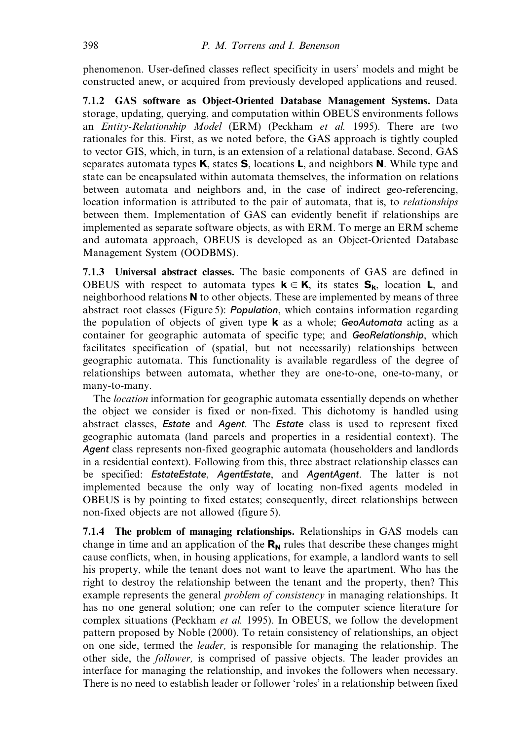phenomenon. User-defined classes reflect specificity in users' models and might be constructed anew, or acquired from previously developed applications and reused.

**7.1.2 GAS software as Object-Oriented Database Management Systems.** Data storage, updating, querying, and computation within OBEUS environments follows an *Entity-Relationship Model* (ERM) (Peckham *et al.* 1995). There are two rationales for this. First, as we noted before, the GAS approach is tightly coupled to vector GIS, which, in turn, is an extension of a relational database. Second, GAS separates automata types $\mathbf{K}$, states $\mathbf{S}$, locations $\mathbf{L}$, and neighbors $\mathbf{N}$. While type and state can be encapsulated within automata themselves, the information on relations between automata and neighbors and, in the case of indirect geo-referencing, location information is attributed to the pair of automata, that is, to *relationships* between them. Implementation of GAS can evidently benefit if relationships are implemented as separate software objects, as with ERM. To merge an ERM scheme and automata approach, OBEUS is developed as an Object-Oriented Database Management System (OODBMS).

**7.1.3 Universal abstract classes.** The basic components of GAS are defined in OBEUS with respect to automata types $\mathbf{k} \in \mathbf{K}$, its states $\mathbf{S_k}$, location $\mathbf{L}$, and neighborhood relations $\mathbf{N}$ to other objects. These are implemented by means of three abstract root classes (Figure 5): *Population*, which contains information regarding the population of objects of given type $\mathbf{k}$ as a whole; *GeoAutomata* acting as a container for geographic automata of specific type; and *GeoRelationship*, which facilitates specification of (spatial, but not necessarily) relationships between geographic automata. This functionality is available regardless of the degree of relationships between automata, whether they are one-to-one, one-to-many, or many-to-many.

The *location* information for geographic automata essentially depends on whether the object we consider is fixed or non-fixed. This dichotomy is handled using abstract classes, *Estate* and *Agent*. The *Estate* class is used to represent fixed geographic automata (land parcels and properties in a residential context). The *Agent* class represents non-fixed geographic automata (householders and landlords in a residential context). Following from this, three abstract relationship classes can be specified: *EstateEstate*, *AgentEstate*, and *AgentAgent*. The latter is not implemented because the only way of locating non-fixed agents modeled in OBEUS is by pointing to fixed estates; consequently, direct relationships between non-fixed objects are not allowed (figure 5).

**7.1.4 The problem of managing relationships.** Relationships in GAS models can change in time and an application of the $\mathbf{R_N}$ rules that describe these changes might cause conflicts, when, in housing applications, for example, a landlord wants to sell his property, while the tenant does not want to leave the apartment. Who has the right to destroy the relationship between the tenant and the property, then? This example represents the general *problem of consistency* in managing relationships. It has no one general solution; one can refer to the computer science literature for complex situations (Peckham *et al.* 1995). In OBEUS, we follow the development pattern proposed by Noble (2000). To retain consistency of relationships, an object on one side, termed the *leader,* is responsible for managing the relationship. The other side, the *follower,* is comprised of passive objects. The leader provides an interface for managing the relationship, and invokes the followers when necessary. There is no need to establish leader or follower 'roles' in a relationship between fixed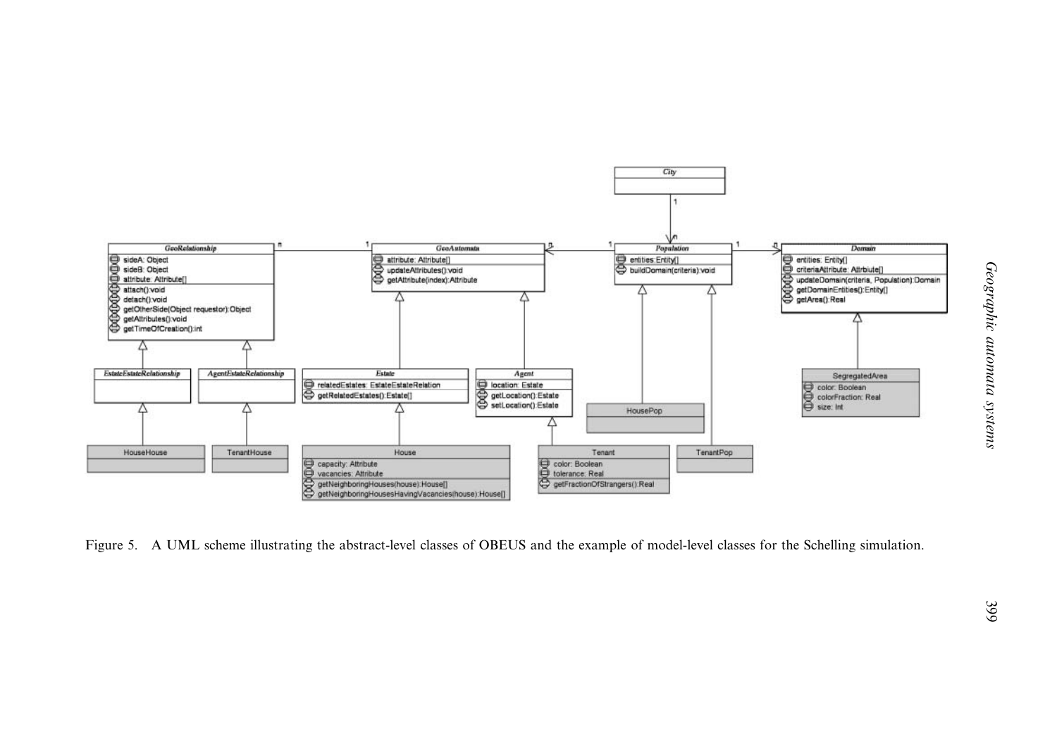Figure 5. A UML scheme illustrating the abstract-level classes of OBEUS and the example of model-level classes for the Schelling simulation.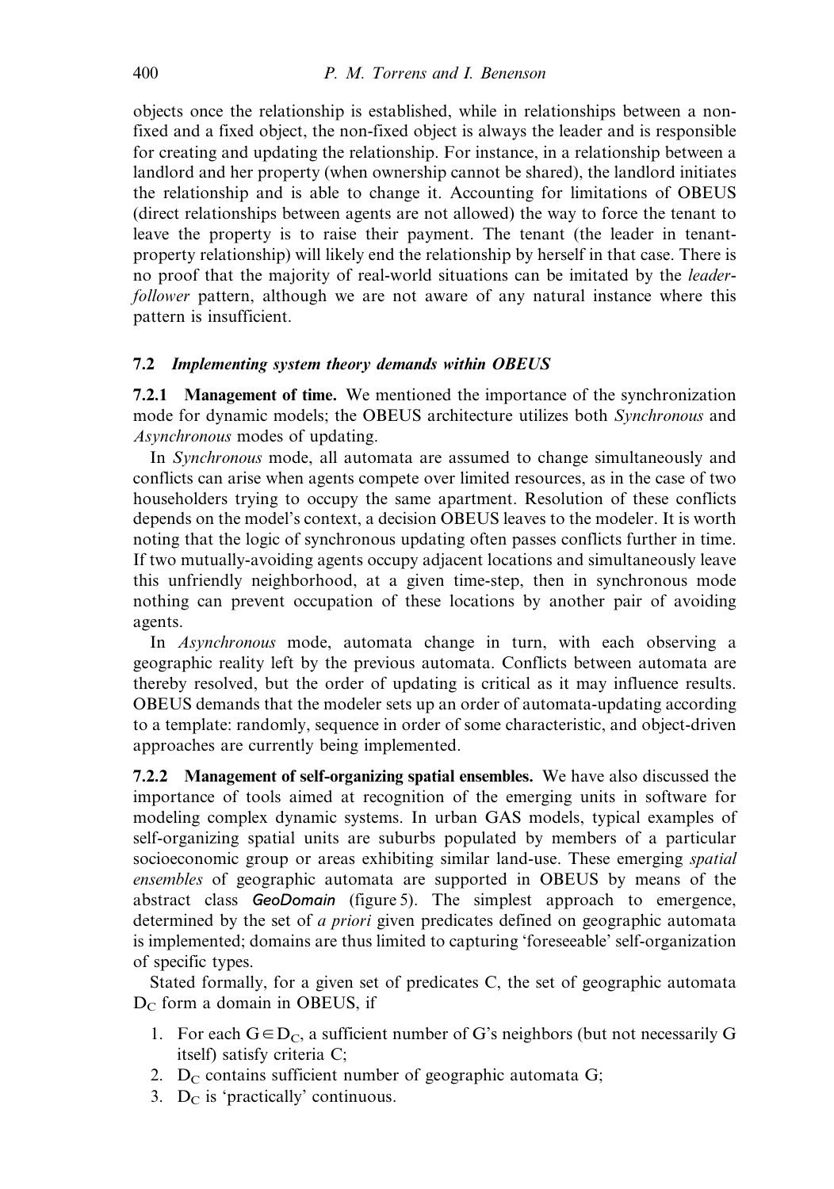objects once the relationship is established, while in relationships between a non-fixed and a fixed object, the non-fixed object is always the leader and is responsible for creating and updating the relationship. For instance, in a relationship between a landlord and her property (when ownership cannot be shared), the landlord initiates the relationship and is able to change it. Accounting for limitations of OBEUS (direct relationships between agents are not allowed) the way to force the tenant to leave the property is to raise their payment. The tenant (the leader in tenant-property relationship) will likely end the relationship by herself in that case. There is no proof that the majority of real-world situations can be imitated by the *leader-follower* pattern, although we are not aware of any natural instance where this pattern is insufficient.

### 7.2 *Implementing system theory demands within OBEUS*

**7.2.1 Management of time.** We mentioned the importance of the synchronization mode for dynamic models; the OBEUS architecture utilizes both *Synchronous* and *Asynchronous* modes of updating.

In *Synchronous* mode, all automata are assumed to change simultaneously and conflicts can arise when agents compete over limited resources, as in the case of two householders trying to occupy the same apartment. Resolution of these conflicts depends on the model's context, a decision OBEUS leaves to the modeler. It is worth noting that the logic of synchronous updating often passes conflicts further in time. If two mutually-avoiding agents occupy adjacent locations and simultaneously leave this unfriendly neighborhood, at a given time-step, then in synchronous mode nothing can prevent occupation of these locations by another pair of avoiding agents.

In *Asynchronous* mode, automata change in turn, with each observing a geographic reality left by the previous automata. Conflicts between automata are thereby resolved, but the order of updating is critical as it may influence results. OBEUS demands that the modeler sets up an order of automata-updating according to a template: randomly, sequence in order of some characteristic, and object-driven approaches are currently being implemented.

**7.2.2 Management of self-organizing spatial ensembles.** We have also discussed the importance of tools aimed at recognition of the emerging units in software for modeling complex dynamic systems. In urban GAS models, typical examples of self-organizing spatial units are suburbs populated by members of a particular socioeconomic group or areas exhibiting similar land-use. These emerging *spatial ensembles* of geographic automata are supported in OBEUS by means of the abstract class *GeoDomain* (figure 5). The simplest approach to emergence, determined by the set of *a priori* given predicates defined on geographic automata is implemented; domains are thus limited to capturing 'foreseeable' self-organization of specific types.

Stated formally, for a given set of predicates C, the set of geographic automata $D_C$ form a domain in OBEUS, if

1. For each $G \in D_C$, a sufficient number of G's neighbors (but not necessarily G itself) satisfy criteria C;
2. $D_C$ contains sufficient number of geographic automata G;
3. $D_C$ is 'practically' continuous.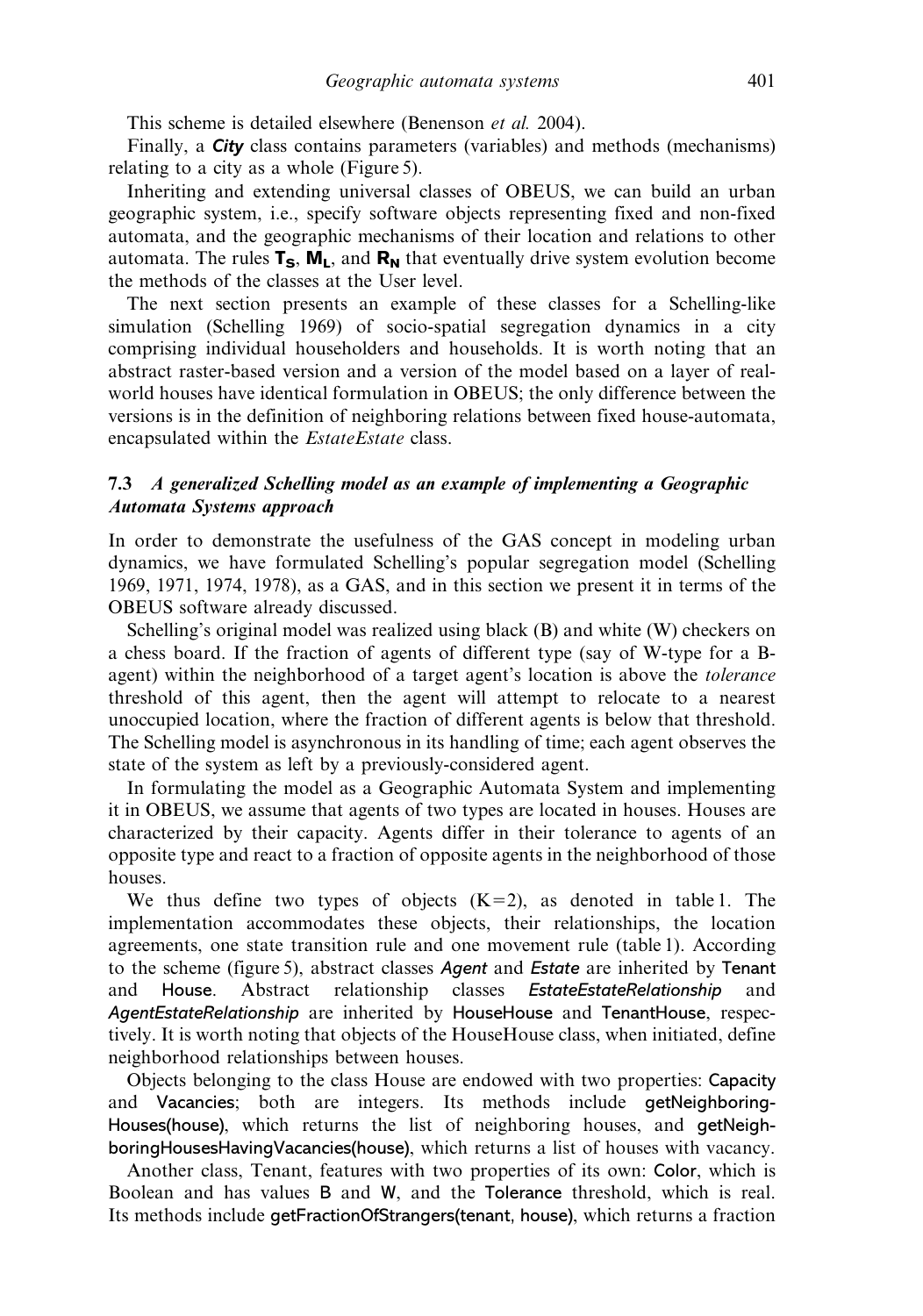This scheme is detailed elsewhere (Benenson *et al.* 2004).

Finally, a ***City*** class contains parameters (variables) and methods (mechanisms) relating to a city as a whole (Figure 5).

Inheriting and extending universal classes of OBEUS, we can build an urban geographic system, i.e., specify software objects representing fixed and non-fixed automata, and the geographic mechanisms of their location and relations to other automata. The rules $\mathbf{T_S}$, $\mathbf{M_L}$, and $\mathbf{R_N}$ that eventually drive system evolution become the methods of the classes at the User level.

The next section presents an example of these classes for a Schelling-like simulation (Schelling 1969) of socio-spatial segregation dynamics in a city comprising individual householders and households. It is worth noting that an abstract raster-based version and a version of the model based on a layer of real-world houses have identical formulation in OBEUS; the only difference between the versions is in the definition of neighboring relations between fixed house-automata, encapsulated within the *EstateEstate* class.

### 7.3 *A generalized Schelling model as an example of implementing a Geographic Automata Systems approach*

In order to demonstrate the usefulness of the GAS concept in modeling urban dynamics, we have formulated Schelling's popular segregation model (Schelling 1969, 1971, 1974, 1978), as a GAS, and in this section we present it in terms of the OBEUS software already discussed.

Schelling's original model was realized using black (B) and white (W) checkers on a chess board. If the fraction of agents of different type (say of W-type for a B-agent) within the neighborhood of a target agent's location is above the *tolerance* threshold of this agent, then the agent will attempt to relocate to a nearest unoccupied location, where the fraction of different agents is below that threshold. The Schelling model is asynchronous in its handling of time; each agent observes the state of the system as left by a previously-considered agent.

In formulating the model as a Geographic Automata System and implementing it in OBEUS, we assume that agents of two types are located in houses. Houses are characterized by their capacity. Agents differ in their tolerance to agents of an opposite type and react to a fraction of opposite agents in the neighborhood of those houses.

We thus define two types of objects (K=2), as denoted in table 1. The implementation accommodates these objects, their relationships, the location agreements, one state transition rule and one movement rule (table 1). According to the scheme (figure 5), abstract classes *Agent* and *Estate* are inherited by Tenant and House. Abstract relationship classes *EstateEstateRelationship* and *AgentEstateRelationship* are inherited by HouseHouse and TenantHouse, respectively. It is worth noting that objects of the HouseHouse class, when initiated, define neighborhood relationships between houses.

Objects belonging to the class House are endowed with two properties: Capacity and Vacancies; both are integers. Its methods include getNeighboring-Houses(house), which returns the list of neighboring houses, and getNeighboringHousesHavingVacancies(house), which returns a list of houses with vacancy.

Another class, Tenant, features with two properties of its own: Color, which is Boolean and has values B and W, and the Tolerance threshold, which is real. Its methods include getFractionOfStrangers(tenant, house), which returns a fraction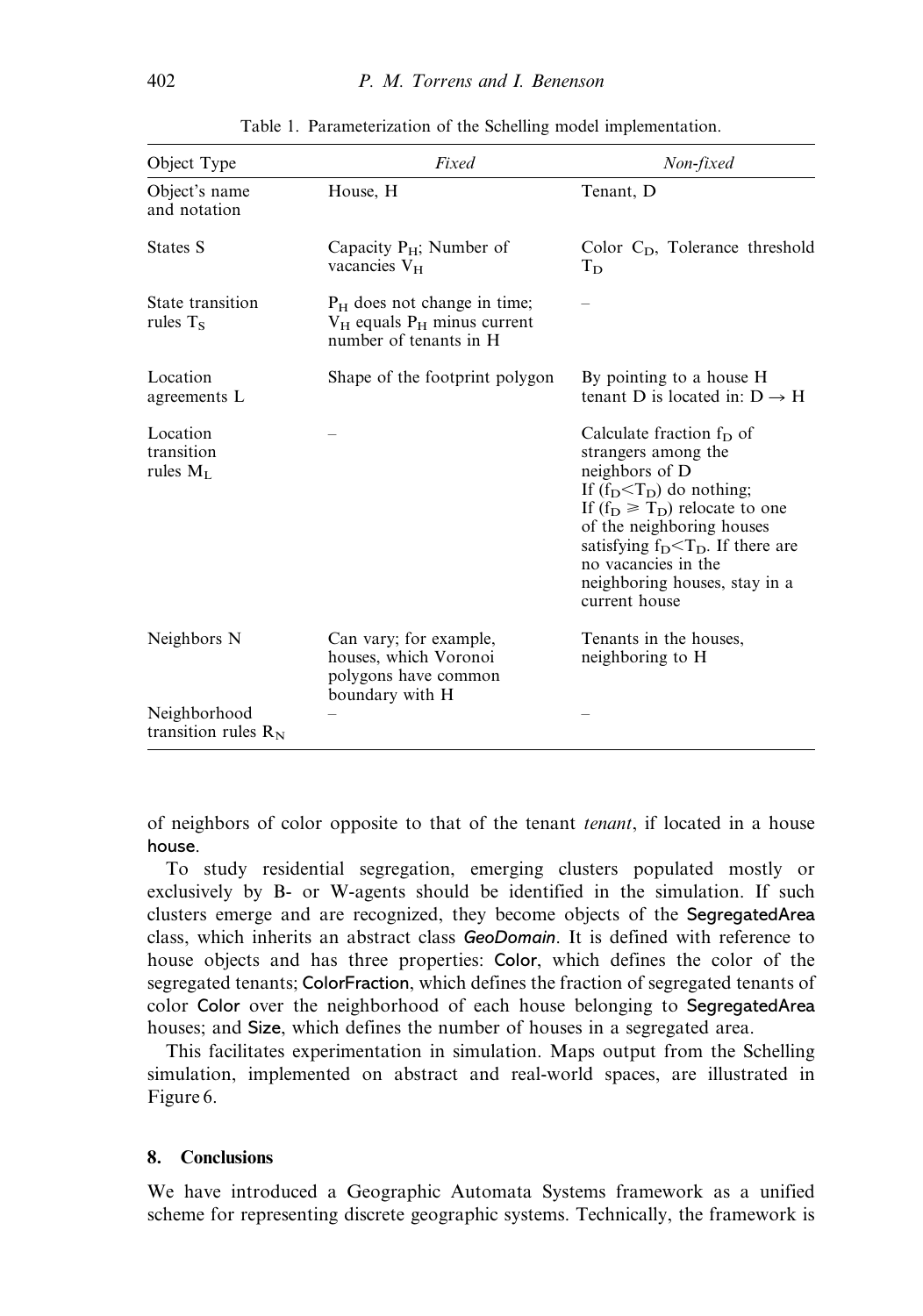Table 1. Parameterization of the Schelling model implementation.

| Object Type | *Fixed* | *Non-fixed* |
|---|---|---|
| Object's name and notation | House, H | Tenant, D |
| States S | Capacity $P_H$; Number of vacancies $V_H$ | Color $C_D$, Tolerance threshold $T_D$ |
| State transition rules $T_S$ | $P_H$ does not change in time; $V_H$ equals $P_H$ minus current number of tenants in H | – |
| Location agreements L | Shape of the footprint polygon | By pointing to a house H tenant D is located in: $D \rightarrow H$ |
| Location transition rules $M_L$ | – | Calculate fraction $f_D$ of strangers among the neighbors of D If ($f_D < T_D$) do nothing; If ($f_D \geqslant T_D$) relocate to one of the neighboring houses satisfying $f_D < T_D$. If there are no vacancies in the neighboring houses, stay in a current house |
| Neighbors N | Can vary; for example, houses, which Voronoi polygons have common boundary with H | Tenants in the houses, neighboring to H |
| Neighborhood transition rules $R_N$ | – | – |

of neighbors of color opposite to that of the tenant *tenant*, if located in a house house.

To study residential segregation, emerging clusters populated mostly or exclusively by B- or W-agents should be identified in the simulation. If such clusters emerge and are recognized, they become objects of the SegregatedArea class, which inherits an abstract class *GeoDomain*. It is defined with reference to house objects and has three properties: Color, which defines the color of the segregated tenants; ColorFraction, which defines the fraction of segregated tenants of color Color over the neighborhood of each house belonging to SegregatedArea houses; and Size, which defines the number of houses in a segregated area.

This facilitates experimentation in simulation. Maps output from the Schelling simulation, implemented on abstract and real-world spaces, are illustrated in Figure 6.

## 8. Conclusions

We have introduced a Geographic Automata Systems framework as a unified scheme for representing discrete geographic systems. Technically, the framework is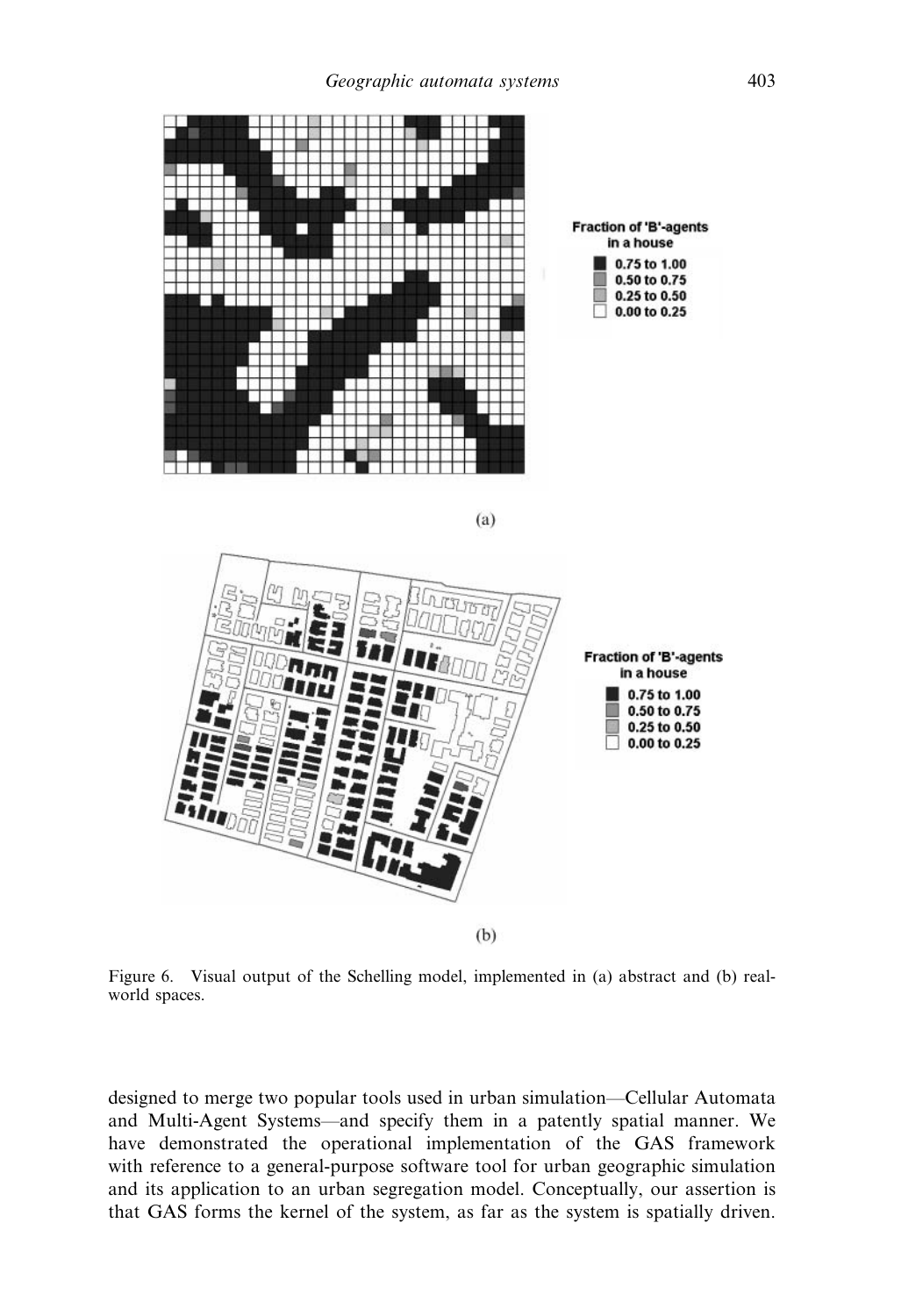Figure 6. Visual output of the Schelling model, implemented in (a) abstract and (b) real-world spaces.

designed to merge two popular tools used in urban simulation—Cellular Automata and Multi-Agent Systems—and specify them in a patently spatial manner. We have demonstrated the operational implementation of the GAS framework with reference to a general-purpose software tool for urban geographic simulation and its application to an urban segregation model. Conceptually, our assertion is that GAS forms the kernel of the system, as far as the system is spatially driven.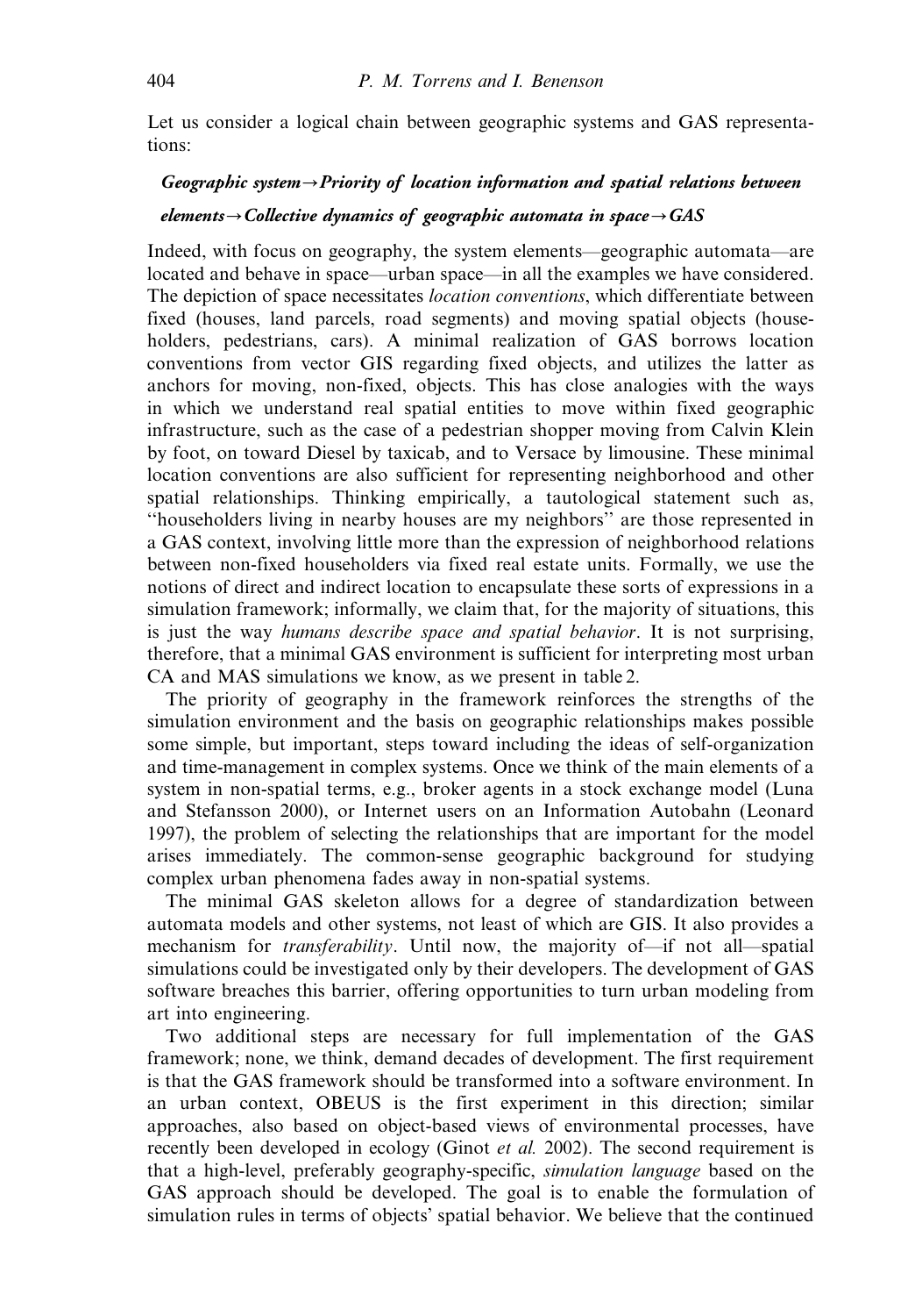Let us consider a logical chain between geographic systems and GAS representations:

***Geographic system→Priority of location information and spatial relations between elements→Collective dynamics of geographic automata in space→GAS***

Indeed, with focus on geography, the system elements—geographic automata—are located and behave in space—urban space—in all the examples we have considered. The depiction of space necessitates *location conventions*, which differentiate between fixed (houses, land parcels, road segments) and moving spatial objects (householders, pedestrians, cars). A minimal realization of GAS borrows location conventions from vector GIS regarding fixed objects, and utilizes the latter as anchors for moving, non-fixed, objects. This has close analogies with the ways in which we understand real spatial entities to move within fixed geographic infrastructure, such as the case of a pedestrian shopper moving from Calvin Klein by foot, on toward Diesel by taxicab, and to Versace by limousine. These minimal location conventions are also sufficient for representing neighborhood and other spatial relationships. Thinking empirically, a tautological statement such as, ''householders living in nearby houses are my neighbors'' are those represented in a GAS context, involving little more than the expression of neighborhood relations between non-fixed householders via fixed real estate units. Formally, we use the notions of direct and indirect location to encapsulate these sorts of expressions in a simulation framework; informally, we claim that, for the majority of situations, this is just the way *humans describe space and spatial behavior*. It is not surprising, therefore, that a minimal GAS environment is sufficient for interpreting most urban CA and MAS simulations we know, as we present in table 2.

The priority of geography in the framework reinforces the strengths of the simulation environment and the basis on geographic relationships makes possible some simple, but important, steps toward including the ideas of self-organization and time-management in complex systems. Once we think of the main elements of a system in non-spatial terms, e.g., broker agents in a stock exchange model (Luna and Stefansson 2000), or Internet users on an Information Autobahn (Leonard 1997), the problem of selecting the relationships that are important for the model arises immediately. The common-sense geographic background for studying complex urban phenomena fades away in non-spatial systems.

The minimal GAS skeleton allows for a degree of standardization between automata models and other systems, not least of which are GIS. It also provides a mechanism for *transferability*. Until now, the majority of—if not all—spatial simulations could be investigated only by their developers. The development of GAS software breaches this barrier, offering opportunities to turn urban modeling from art into engineering.

Two additional steps are necessary for full implementation of the GAS framework; none, we think, demand decades of development. The first requirement is that the GAS framework should be transformed into a software environment. In an urban context, OBEUS is the first experiment in this direction; similar approaches, also based on object-based views of environmental processes, have recently been developed in ecology (Ginot *et al.* 2002). The second requirement is that a high-level, preferably geography-specific, *simulation language* based on the GAS approach should be developed. The goal is to enable the formulation of simulation rules in terms of objects' spatial behavior. We believe that the continued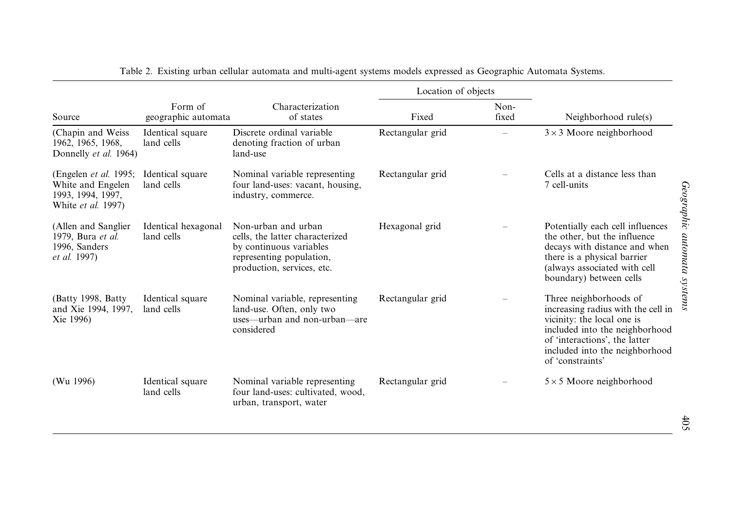Table 2. Existing urban cellular automata and multi-agent systems models expressed as Geographic Automata Systems.

| Source | Form of geographic automata | Characterization of states | Location of objects | | Neighborhood rule(s) |
|---|---|---|---|---|---|
| | | | Fixed | Non-fixed | |
| (Chapin and Weiss 1962, 1965, 1968, Donnelly *et al.* 1964) | Identical square land cells | Discrete ordinal variable denoting fraction of urban land-use | Rectangular grid | – | $3 \times 3$ Moore neighborhood |
| (Engelen *et al.* 1995; White and Engelen 1993, 1994, 1997, White *et al.* 1997) | Identical square land cells | Nominal variable representing four land-uses: vacant, housing, industry, commerce. | Rectangular grid | – | Cells at a distance less than 7 cell-units |
| (Allen and Sanglier 1979, Bura *et al.* 1996, Sanders *et al.* 1997) | Identical hexagonal land cells | Non-urban and urban cells, the latter characterized by continuous variables representing population, production, services, etc. | Hexagonal grid | – | Potentially each cell influences the other, but the influence decays with distance and when there is a physical barrier (always associated with cell boundary) between cells |
| (Batty 1998, Batty and Xie 1994, 1997, Xie 1996) | Identical square land cells | Nominal variable, representing land-use. Often, only two uses—urban and non-urban—are considered | Rectangular grid | – | Three neighborhoods of increasing radius with the cell in vicinity: the local one is included into the neighborhood of 'interactions', the latter included into the neighborhood of 'constraints' |
| (Wu 1996) | Identical square land cells | Nominal variable representing four land-uses: cultivated, wood, urban, transport, water | Rectangular grid | – | $5 \times 5$ Moore neighborhood |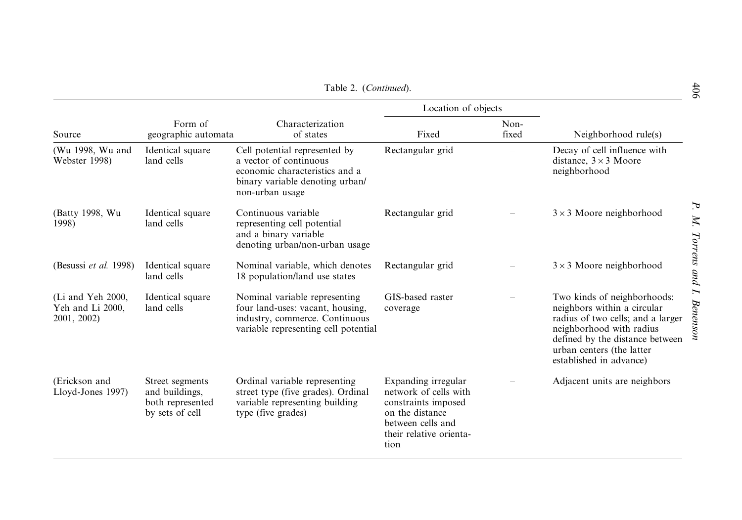Table 2. (*Continued*).

| Source | Form of geographic automata | Characterization of states | Location of objects | | Neighborhood rule(s) |
|---|---|---|---|---|---|
| | | | Fixed | Non-fixed | |
| (Wu 1998, Wu and Webster 1998) | Identical square land cells | Cell potential represented by a vector of continuous economic characteristics and a binary variable denoting urban/non-urban usage | Rectangular grid | – | Decay of cell influence with distance, $3 \times 3$ Moore neighborhood |
| (Batty 1998, Wu 1998) | Identical square land cells | Continuous variable representing cell potential and a binary variable denoting urban/non-urban usage | Rectangular grid | – | $3 \times 3$ Moore neighborhood |
| (Besussi *et al.* 1998) | Identical square land cells | Nominal variable, which denotes 18 population/land use states | Rectangular grid | – | $3 \times 3$ Moore neighborhood |
| (Li and Yeh 2000, Yeh and Li 2000, 2001, 2002) | Identical square land cells | Nominal variable representing four land-uses: vacant, housing, industry, commerce. Continuous variable representing cell potential | GIS-based raster coverage | – | Two kinds of neighborhoods: neighbors within a circular radius of two cells; and a larger neighborhood with radius defined by the distance between urban centers (the latter established in advance) |
| (Erickson and Lloyd-Jones 1997) | Street segments and buildings, both represented by sets of cell | Ordinal variable representing street type (five grades). Ordinal variable representing building type (five grades) | Expanding irregular network of cells with constraints imposed on the distance between cells and their relative orientation | – | Adjacent units are neighbors |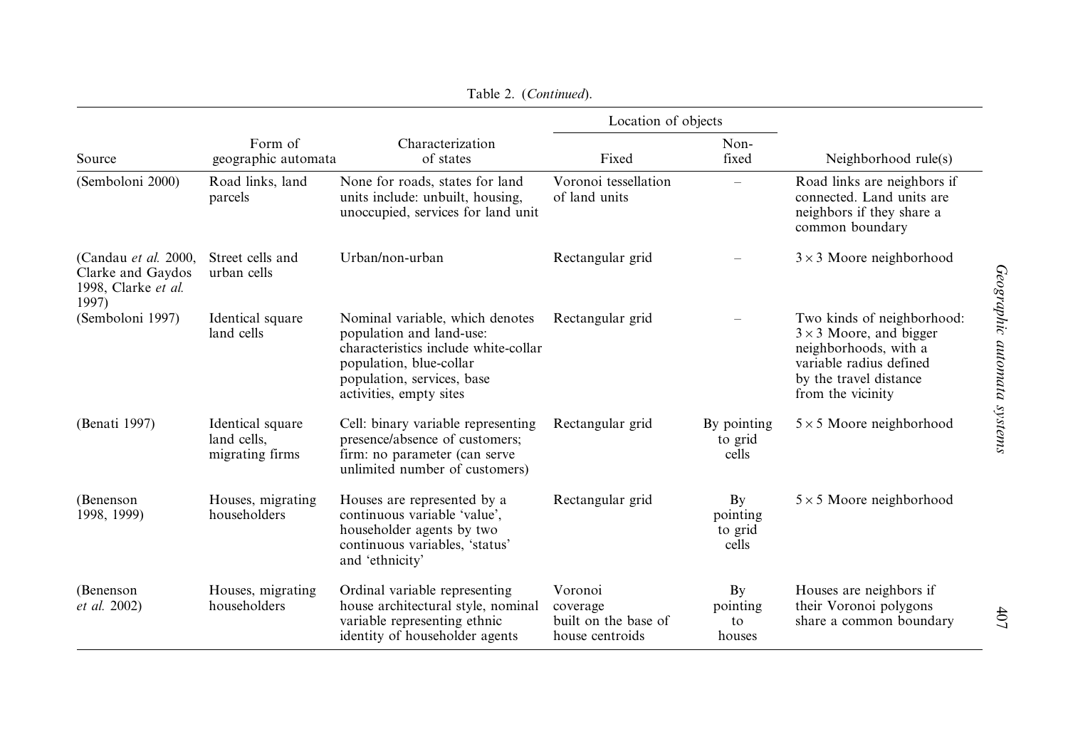Table 2. (*Continued*).

| Source | Form of geographic automata | Characterization of states | Location of objects | | Neighborhood rule(s) |
|---|---|---|---|---|---|
| | | | Fixed | Non-fixed | |
| (Semboloni 2000) | Road links, land parcels | None for roads, states for land units include: unbuilt, housing, unoccupied, services for land unit | Voronoi tessellation of land units | – | Road links are neighbors if connected. Land units are neighbors if they share a common boundary |
| (Candau *et al.* 2000, Clarke and Gaydos 1998, Clarke *et al.* 1997) | Street cells and urban cells | Urban/non-urban | Rectangular grid | – | $3\times3$ Moore neighborhood |
| (Semboloni 1997) | Identical square land cells | Nominal variable, which denotes population and land-use: characteristics include white-collar population, blue-collar population, services, base activities, empty sites | Rectangular grid | – | Two kinds of neighborhood: $3\times3$ Moore, and bigger neighborhoods, with a variable radius defined by the travel distance from the vicinity |
| (Benati 1997) | Identical square land cells, migrating firms | Cell: binary variable representing presence/absence of customers; firm: no parameter (can serve unlimited number of customers) | Rectangular grid | By pointing to grid cells | $5\times5$ Moore neighborhood |
| (Benenson 1998, 1999) | Houses, migrating householders | Houses are represented by a continuous variable 'value', householder agents by two continuous variables, 'status' and 'ethnicity' | Rectangular grid | By pointing to grid cells | $5\times5$ Moore neighborhood |
| (Benenson *et al.* 2002) | Houses, migrating householders | Ordinal variable representing house architectural style, nominal variable representing ethnic identity of householder agents | Voronoi coverage built on the base of house centroids | By pointing to houses | Houses are neighbors if their Voronoi polygons share a common boundary |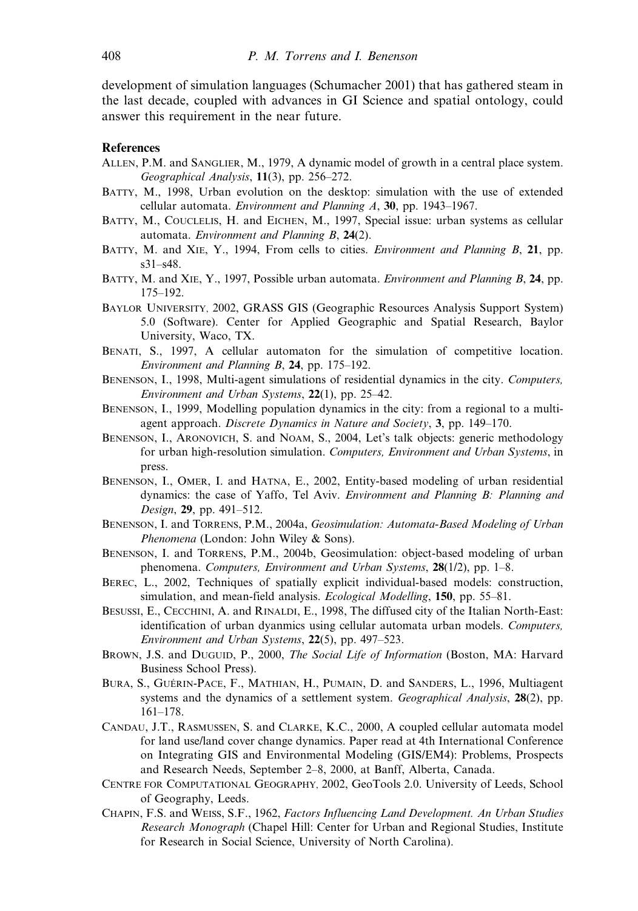development of simulation languages (Schumacher 2001) that has gathered steam in the last decade, coupled with advances in GI Science and spatial ontology, could answer this requirement in the near future.

## References

Allen, P.M. and Sanglier, M., 1979, A dynamic model of growth in a central place system. *Geographical Analysis*, **11**(3), pp. 256–272.

Batty, M., 1998, Urban evolution on the desktop: simulation with the use of extended cellular automata. *Environment and Planning A*, **30**, pp. 1943–1967.

Batty, M., Couclelis, H. and Eichen, M., 1997, Special issue: urban systems as cellular automata. *Environment and Planning B*, **24**(2).

Batty, M. and Xie, Y., 1994, From cells to cities. *Environment and Planning B*, **21**, pp. s31–s48.

Batty, M. and Xie, Y., 1997, Possible urban automata. *Environment and Planning B*, **24**, pp. 175–192.

Baylor University, 2002, GRASS GIS (Geographic Resources Analysis Support System) 5.0 (Software). Center for Applied Geographic and Spatial Research, Baylor University, Waco, TX.

Benati, S., 1997, A cellular automaton for the simulation of competitive location. *Environment and Planning B*, **24**, pp. 175–192.

Benenson, I., 1998, Multi-agent simulations of residential dynamics in the city. *Computers, Environment and Urban Systems*, **22**(1), pp. 25–42.

Benenson, I., 1999, Modelling population dynamics in the city: from a regional to a multi-agent approach. *Discrete Dynamics in Nature and Society*, **3**, pp. 149–170.

Benenson, I., Aronovich, S. and Noam, S., 2004, Let's talk objects: generic methodology for urban high-resolution simulation. *Computers, Environment and Urban Systems*, in press.

Benenson, I., Omer, I. and Hatna, E., 2002, Entity-based modeling of urban residential dynamics: the case of Yaffo, Tel Aviv. *Environment and Planning B: Planning and Design*, **29**, pp. 491–512.

Benenson, I. and Torrens, P.M., 2004a, *Geosimulation: Automata-Based Modeling of Urban Phenomena* (London: John Wiley & Sons).

Benenson, I. and Torrens, P.M., 2004b, Geosimulation: object-based modeling of urban phenomena. *Computers, Environment and Urban Systems*, **28**(1/2), pp. 1–8.

Berec, L., 2002, Techniques of spatially explicit individual-based models: construction, simulation, and mean-field analysis. *Ecological Modelling*, **150**, pp. 55–81.

Besussi, E., Cecchini, A. and Rinaldi, E., 1998, The diffused city of the Italian North-East: identification of urban dyanmics using cellular automata urban models. *Computers, Environment and Urban Systems*, **22**(5), pp. 497–523.

Brown, J.S. and Duguid, P., 2000, *The Social Life of Information* (Boston, MA: Harvard Business School Press).

Bura, S., Guérin-Pace, F., Mathian, H., Pumain, D. and Sanders, L., 1996, Multiagent systems and the dynamics of a settlement system. *Geographical Analysis*, **28**(2), pp. 161–178.

Candau, J.T., Rasmussen, S. and Clarke, K.C., 2000, A coupled cellular automata model for land use/land cover change dynamics. Paper read at 4th International Conference on Integrating GIS and Environmental Modeling (GIS/EM4): Problems, Prospects and Research Needs, September 2–8, 2000, at Banff, Alberta, Canada.

Centre for Computational Geography, 2002, GeoTools 2.0. University of Leeds, School of Geography, Leeds.

Chapin, F.S. and Weiss, S.F., 1962, *Factors Influencing Land Development. An Urban Studies Research Monograph* (Chapel Hill: Center for Urban and Regional Studies, Institute for Research in Social Science, University of North Carolina).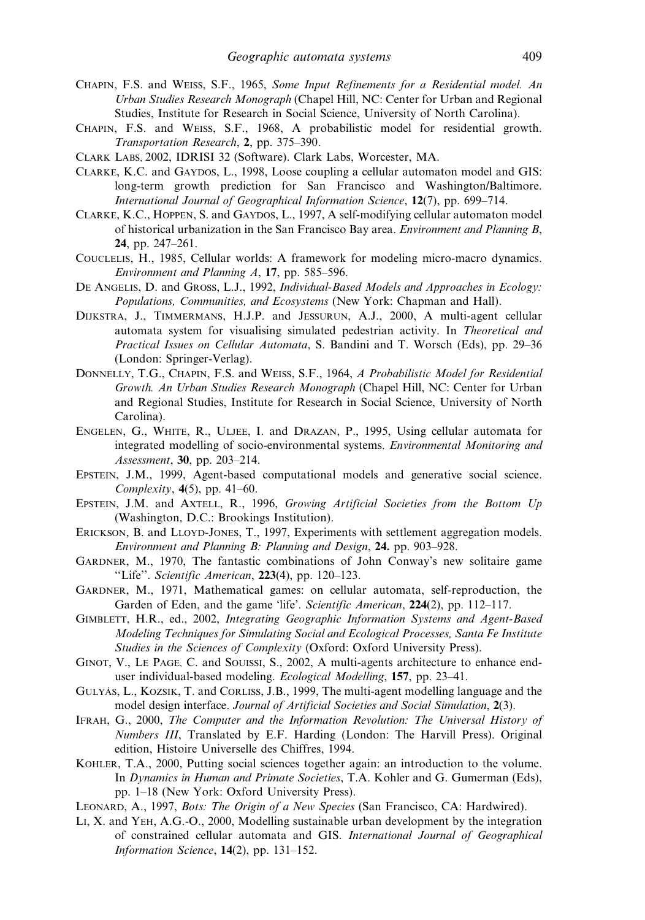Chapin, F.S. and Weiss, S.F., 1965, *Some Input Refinements for a Residential model. An Urban Studies Research Monograph* (Chapel Hill, NC: Center for Urban and Regional Studies, Institute for Research in Social Science, University of North Carolina).

Chapin, F.S. and Weiss, S.F., 1968, A probabilistic model for residential growth. *Transportation Research*, **2**, pp. 375–390.

Clark Labs, 2002, IDRISI 32 (Software). Clark Labs, Worcester, MA.

Clarke, K.C. and Gaydos, L., 1998, Loose coupling a cellular automaton model and GIS: long-term growth prediction for San Francisco and Washington/Baltimore. *International Journal of Geographical Information Science*, **12**(7), pp. 699–714.

Clarke, K.C., Hoppen, S. and Gaydos, L., 1997, A self-modifying cellular automaton model of historical urbanization in the San Francisco Bay area. *Environment and Planning B*, **24**, pp. 247–261.

Couclelis, H., 1985, Cellular worlds: A framework for modeling micro-macro dynamics. *Environment and Planning A*, **17**, pp. 585–596.

De Angelis, D. and Gross, L.J., 1992, *Individual-Based Models and Approaches in Ecology: Populations, Communities, and Ecosystems* (New York: Chapman and Hall).

Dijkstra, J., Timmermans, H.J.P. and Jessurun, A.J., 2000, A multi-agent cellular automata system for visualising simulated pedestrian activity. In *Theoretical and Practical Issues on Cellular Automata*, S. Bandini and T. Worsch (Eds), pp. 29–36 (London: Springer-Verlag).

Donnelly, T.G., Chapin, F.S. and Weiss, S.F., 1964, *A Probabilistic Model for Residential Growth. An Urban Studies Research Monograph* (Chapel Hill, NC: Center for Urban and Regional Studies, Institute for Research in Social Science, University of North Carolina).

Engelen, G., White, R., Uljee, I. and Drazan, P., 1995, Using cellular automata for integrated modelling of socio-environmental systems. *Environmental Monitoring and Assessment*, **30**, pp. 203–214.

Epstein, J.M., 1999, Agent-based computational models and generative social science. *Complexity*, **4**(5), pp. 41–60.

Epstein, J.M. and Axtell, R., 1996, *Growing Artificial Societies from the Bottom Up* (Washington, D.C.: Brookings Institution).

Erickson, B. and Lloyd-Jones, T., 1997, Experiments with settlement aggregation models. *Environment and Planning B: Planning and Design*, **24.** pp. 903–928.

Gardner, M., 1970, The fantastic combinations of John Conway's new solitaire game "Life". *Scientific American*, **223**(4), pp. 120–123.

Gardner, M., 1971, Mathematical games: on cellular automata, self-reproduction, the Garden of Eden, and the game 'life'. *Scientific American*, **224**(2), pp. 112–117.

Gimblett, H.R., ed., 2002, *Integrating Geographic Information Systems and Agent-Based Modeling Techniques for Simulating Social and Ecological Processes, Santa Fe Institute Studies in the Sciences of Complexity* (Oxford: Oxford University Press).

Ginot, V., Le Page, C. and Souissi, S., 2002, A multi-agents architecture to enhance end-user individual-based modeling. *Ecological Modelling*, **157**, pp. 23–41.

Gulyás, L., Kozsik, T. and Corliss, J.B., 1999, The multi-agent modelling language and the model design interface. *Journal of Artificial Societies and Social Simulation*, **2**(3).

Ifrah, G., 2000, *The Computer and the Information Revolution: The Universal History of Numbers III*, Translated by E.F. Harding (London: The Harvill Press). Original edition, Histoire Universelle des Chiffres, 1994.

Kohler, T.A., 2000, Putting social sciences together again: an introduction to the volume. In *Dynamics in Human and Primate Societies*, T.A. Kohler and G. Gumerman (Eds), pp. 1–18 (New York: Oxford University Press).

Leonard, A., 1997, *Bots: The Origin of a New Species* (San Francisco, CA: Hardwired).

Li, X. and Yeh, A.G.-O., 2000, Modelling sustainable urban development by the integration of constrained cellular automata and GIS. *International Journal of Geographical Information Science*, **14**(2), pp. 131–152.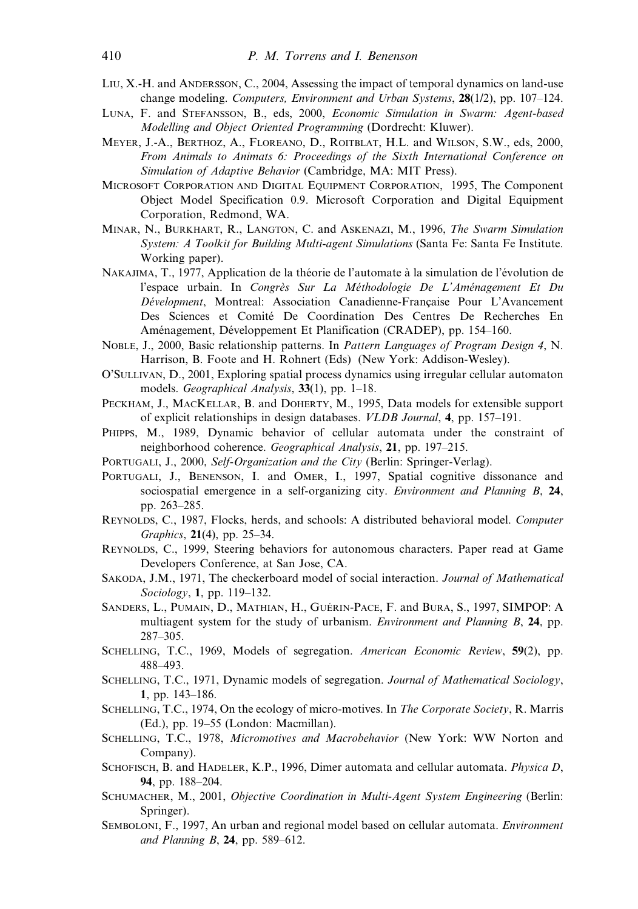Liu, X.-H. and Andersson, C., 2004, Assessing the impact of temporal dynamics on land-use change modeling. *Computers, Environment and Urban Systems*, **28**(1/2), pp. 107–124.

Luna, F. and Stefansson, B., eds, 2000, *Economic Simulation in Swarm: Agent-based Modelling and Object Oriented Programming* (Dordrecht: Kluwer).

Meyer, J.-A., Berthoz, A., Floreano, D., Roitblat, H.L. and Wilson, S.W., eds, 2000, *From Animals to Animats 6: Proceedings of the Sixth International Conference on Simulation of Adaptive Behavior* (Cambridge, MA: MIT Press).

Microsoft Corporation and Digital Equipment Corporation, 1995, The Component Object Model Specification 0.9. Microsoft Corporation and Digital Equipment Corporation, Redmond, WA.

Minar, N., Burkhart, R., Langton, C. and Askenazi, M., 1996, *The Swarm Simulation System: A Toolkit for Building Multi-agent Simulations* (Santa Fe: Santa Fe Institute. Working paper).

Nakajima, T., 1977, Application de la théorie de l'automate à la simulation de l'évolution de l'espace urbain. In *Congrès Sur La Méthodologie De L'Aménagement Et Du Dévelopment*, Montreal: Association Canadienne-Française Pour L'Avancement Des Sciences et Comité De Coordination Des Centres De Recherches En Aménagement, Développement Et Planification (CRADEP), pp. 154–160.

Noble, J., 2000, Basic relationship patterns. In *Pattern Languages of Program Design 4*, N. Harrison, B. Foote and H. Rohnert (Eds) (New York: Addison-Wesley).

O'Sullivan, D., 2001, Exploring spatial process dynamics using irregular cellular automaton models. *Geographical Analysis*, **33**(1), pp. 1–18.

Peckham, J., MacKellar, B. and Doherty, M., 1995, Data models for extensible support of explicit relationships in design databases. *VLDB Journal*, **4**, pp. 157–191.

Phipps, M., 1989, Dynamic behavior of cellular automata under the constraint of neighborhood coherence. *Geographical Analysis*, **21**, pp. 197–215.

Portugali, J., 2000, *Self-Organization and the City* (Berlin: Springer-Verlag).

Portugali, J., Benenson, I. and Omer, I., 1997, Spatial cognitive dissonance and sociospatial emergence in a self-organizing city. *Environment and Planning B*, **24**, pp. 263–285.

Reynolds, C., 1987, Flocks, herds, and schools: A distributed behavioral model. *Computer Graphics*, **21**(4), pp. 25–34.

Reynolds, C., 1999, Steering behaviors for autonomous characters. Paper read at Game Developers Conference, at San Jose, CA.

Sakoda, J.M., 1971, The checkerboard model of social interaction. *Journal of Mathematical Sociology*, **1**, pp. 119–132.

Sanders, L., Pumain, D., Mathian, H., Guérin-Pace, F. and Bura, S., 1997, SIMPOP: A multiagent system for the study of urbanism. *Environment and Planning B*, **24**, pp. 287–305.

Schelling, T.C., 1969, Models of segregation. *American Economic Review*, **59**(2), pp. 488–493.

Schelling, T.C., 1971, Dynamic models of segregation. *Journal of Mathematical Sociology*, **1**, pp. 143–186.

Schelling, T.C., 1974, On the ecology of micro-motives. In *The Corporate Society*, R. Marris (Ed.), pp. 19–55 (London: Macmillan).

Schelling, T.C., 1978, *Micromotives and Macrobehavior* (New York: WW Norton and Company).

Schofisch, B. and Hadeler, K.P., 1996, Dimer automata and cellular automata. *Physica D*, **94**, pp. 188–204.

Schumacher, M., 2001, *Objective Coordination in Multi-Agent System Engineering* (Berlin: Springer).

Semboloni, F., 1997, An urban and regional model based on cellular automata. *Environment and Planning B*, **24**, pp. 589–612.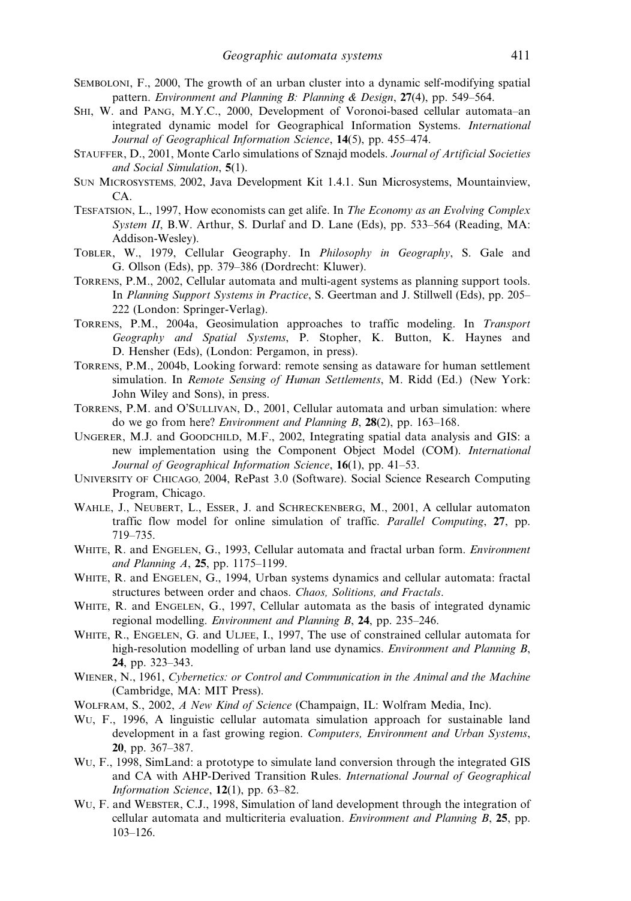Semboloni, F., 2000, The growth of an urban cluster into a dynamic self-modifying spatial pattern. *Environment and Planning B: Planning & Design*, **27**(4), pp. 549–564.

Shi, W. and Pang, M.Y.C., 2000, Development of Voronoi-based cellular automata–an integrated dynamic model for Geographical Information Systems. *International Journal of Geographical Information Science*, **14**(5), pp. 455–474.

Stauffer, D., 2001, Monte Carlo simulations of Sznajd models. *Journal of Artificial Societies and Social Simulation*, **5**(1).

Sun Microsystems, 2002, Java Development Kit 1.4.1. Sun Microsystems, Mountainview, CA.

Tesfatsion, L., 1997, How economists can get alife. In *The Economy as an Evolving Complex System II*, B.W. Arthur, S. Durlaf and D. Lane (Eds), pp. 533–564 (Reading, MA: Addison-Wesley).

Tobler, W., 1979, Cellular Geography. In *Philosophy in Geography*, S. Gale and G. Ollson (Eds), pp. 379–386 (Dordrecht: Kluwer).

Torrens, P.M., 2002, Cellular automata and multi-agent systems as planning support tools. In *Planning Support Systems in Practice*, S. Geertman and J. Stillwell (Eds), pp. 205–222 (London: Springer-Verlag).

Torrens, P.M., 2004a, Geosimulation approaches to traffic modeling. In *Transport Geography and Spatial Systems*, P. Stopher, K. Button, K. Haynes and D. Hensher (Eds), (London: Pergamon, in press).

Torrens, P.M., 2004b, Looking forward: remote sensing as dataware for human settlement simulation. In *Remote Sensing of Human Settlements*, M. Ridd (Ed.) (New York: John Wiley and Sons), in press.

Torrens, P.M. and O'Sullivan, D., 2001, Cellular automata and urban simulation: where do we go from here? *Environment and Planning B*, **28**(2), pp. 163–168.

Ungerer, M.J. and Goodchild, M.F., 2002, Integrating spatial data analysis and GIS: a new implementation using the Component Object Model (COM). *International Journal of Geographical Information Science*, **16**(1), pp. 41–53.

University of Chicago, 2004, RePast 3.0 (Software). Social Science Research Computing Program, Chicago.

Wahle, J., Neubert, L., Esser, J. and Schreckenberg, M., 2001, A cellular automaton traffic flow model for online simulation of traffic. *Parallel Computing*, **27**, pp. 719–735.

White, R. and Engelen, G., 1993, Cellular automata and fractal urban form. *Environment and Planning A*, **25**, pp. 1175–1199.

White, R. and Engelen, G., 1994, Urban systems dynamics and cellular automata: fractal structures between order and chaos. *Chaos, Solitions, and Fractals*.

White, R. and Engelen, G., 1997, Cellular automata as the basis of integrated dynamic regional modelling. *Environment and Planning B*, **24**, pp. 235–246.

White, R., Engelen, G. and Uljee, I., 1997, The use of constrained cellular automata for high-resolution modelling of urban land use dynamics. *Environment and Planning B*, **24**, pp. 323–343.

Wiener, N., 1961, *Cybernetics: or Control and Communication in the Animal and the Machine* (Cambridge, MA: MIT Press).

Wolfram, S., 2002, *A New Kind of Science* (Champaign, IL: Wolfram Media, Inc).

Wu, F., 1996, A linguistic cellular automata simulation approach for sustainable land development in a fast growing region. *Computers, Environment and Urban Systems*, **20**, pp. 367–387.

Wu, F., 1998, SimLand: a prototype to simulate land conversion through the integrated GIS and CA with AHP-Derived Transition Rules. *International Journal of Geographical Information Science*, **12**(1), pp. 63–82.

Wu, F. and Webster, C.J., 1998, Simulation of land development through the integration of cellular automata and multicriteria evaluation. *Environment and Planning B*, **25**, pp. 103–126.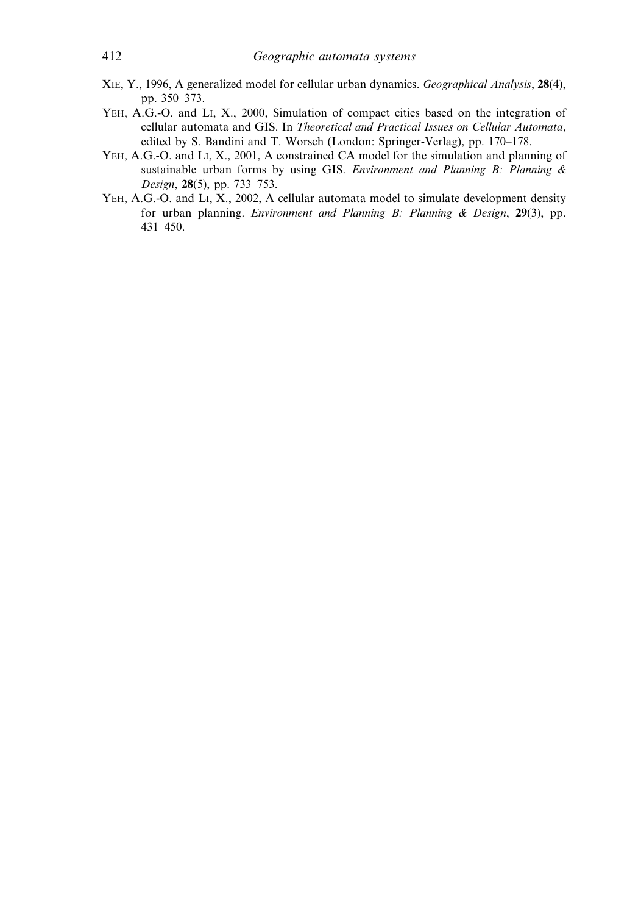Xie, Y., 1996, A generalized model for cellular urban dynamics. *Geographical Analysis*, **28**(4), pp. 350–373.

Yeh, A.G.-O. and Li, X., 2000, Simulation of compact cities based on the integration of cellular automata and GIS. In *Theoretical and Practical Issues on Cellular Automata*, edited by S. Bandini and T. Worsch (London: Springer-Verlag), pp. 170–178.

Yeh, A.G.-O. and Li, X., 2001, A constrained CA model for the simulation and planning of sustainable urban forms by using GIS. *Environment and Planning B: Planning & Design*, **28**(5), pp. 733–753.

Yeh, A.G.-O. and Li, X., 2002, A cellular automata model to simulate development density for urban planning. *Environment and Planning B: Planning & Design*, **29**(3), pp. 431–450.